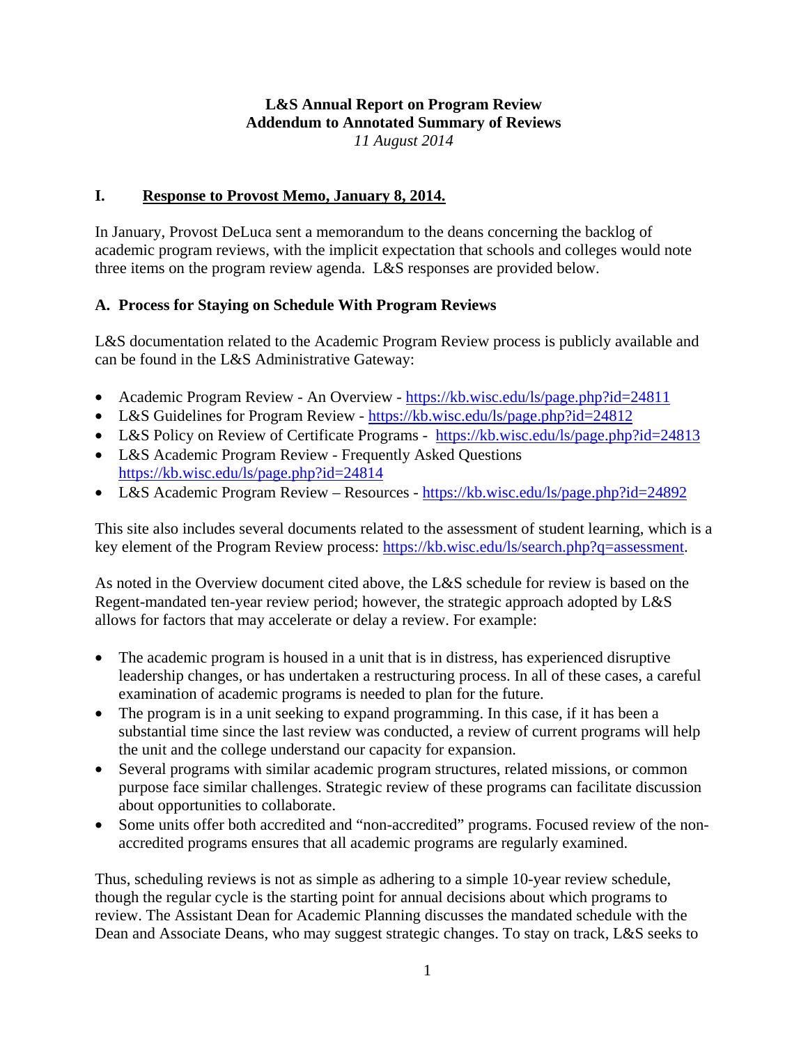# L&S Annual Report on Program Review
## Addendum to Annotated Summary of Reviews

*11 August 2014*

## I. Response to Provost Memo, January 8, 2014.

In January, Provost DeLuca sent a memorandum to the deans concerning the backlog of academic program reviews, with the implicit expectation that schools and colleges would note three items on the program review agenda. L&S responses are provided below.

### A. Process for Staying on Schedule With Program Reviews

L&S documentation related to the Academic Program Review process is publicly available and can be found in the L&S Administrative Gateway:

- Academic Program Review - An Overview - https://kb.wisc.edu/ls/page.php?id=24811
- L&S Guidelines for Program Review - https://kb.wisc.edu/ls/page.php?id=24812
- L&S Policy on Review of Certificate Programs - https://kb.wisc.edu/ls/page.php?id=24813
- L&S Academic Program Review - Frequently Asked Questions https://kb.wisc.edu/ls/page.php?id=24814
- L&S Academic Program Review – Resources - https://kb.wisc.edu/ls/page.php?id=24892

This site also includes several documents related to the assessment of student learning, which is a key element of the Program Review process: https://kb.wisc.edu/ls/search.php?q=assessment.

As noted in the Overview document cited above, the L&S schedule for review is based on the Regent-mandated ten-year review period; however, the strategic approach adopted by L&S allows for factors that may accelerate or delay a review. For example:

- The academic program is housed in a unit that is in distress, has experienced disruptive leadership changes, or has undertaken a restructuring process. In all of these cases, a careful examination of academic programs is needed to plan for the future.
- The program is in a unit seeking to expand programming. In this case, if it has been a substantial time since the last review was conducted, a review of current programs will help the unit and the college understand our capacity for expansion.
- Several programs with similar academic program structures, related missions, or common purpose face similar challenges. Strategic review of these programs can facilitate discussion about opportunities to collaborate.
- Some units offer both accredited and "non-accredited" programs. Focused review of the non-accredited programs ensures that all academic programs are regularly examined.

Thus, scheduling reviews is not as simple as adhering to a simple 10-year review schedule, though the regular cycle is the starting point for annual decisions about which programs to review. The Assistant Dean for Academic Planning discusses the mandated schedule with the Dean and Associate Deans, who may suggest strategic changes. To stay on track, L&S seeks to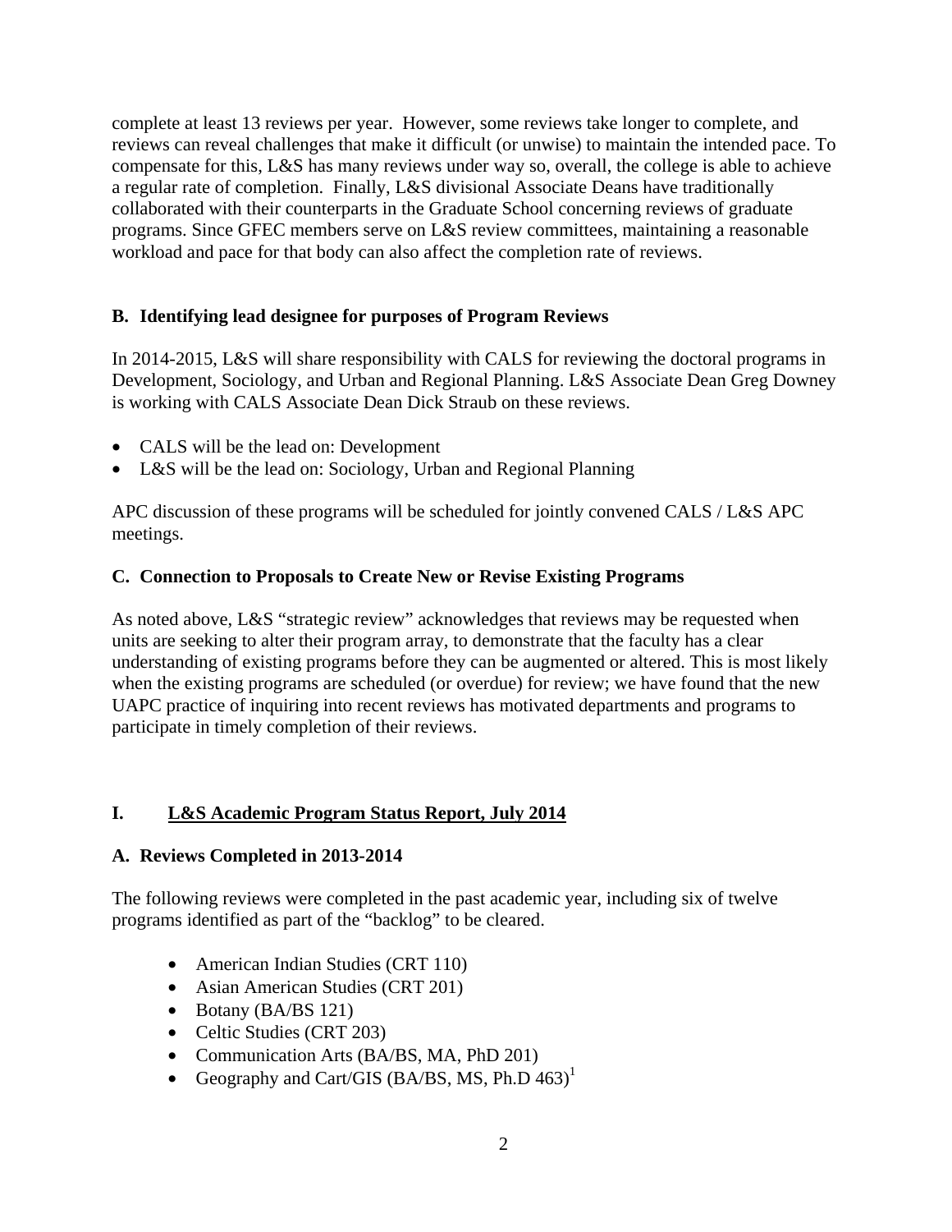complete at least 13 reviews per year. However, some reviews take longer to complete, and reviews can reveal challenges that make it difficult (or unwise) to maintain the intended pace. To compensate for this, L&S has many reviews under way so, overall, the college is able to achieve a regular rate of completion. Finally, L&S divisional Associate Deans have traditionally collaborated with their counterparts in the Graduate School concerning reviews of graduate programs. Since GFEC members serve on L&S review committees, maintaining a reasonable workload and pace for that body can also affect the completion rate of reviews.

### B. Identifying lead designee for purposes of Program Reviews

In 2014-2015, L&S will share responsibility with CALS for reviewing the doctoral programs in Development, Sociology, and Urban and Regional Planning. L&S Associate Dean Greg Downey is working with CALS Associate Dean Dick Straub on these reviews.

- CALS will be the lead on: Development
- L&S will be the lead on: Sociology, Urban and Regional Planning

APC discussion of these programs will be scheduled for jointly convened CALS / L&S APC meetings.

### C. Connection to Proposals to Create New or Revise Existing Programs

As noted above, L&S "strategic review" acknowledges that reviews may be requested when units are seeking to alter their program array, to demonstrate that the faculty has a clear understanding of existing programs before they can be augmented or altered. This is most likely when the existing programs are scheduled (or overdue) for review; we have found that the new UAPC practice of inquiring into recent reviews has motivated departments and programs to participate in timely completion of their reviews.

## I. L&S Academic Program Status Report, July 2014

### A. Reviews Completed in 2013-2014

The following reviews were completed in the past academic year, including six of twelve programs identified as part of the "backlog" to be cleared.

- American Indian Studies (CRT 110)
- Asian American Studies (CRT 201)
- Botany (BA/BS 121)
- Celtic Studies (CRT 203)
- Communication Arts (BA/BS, MA, PhD 201)
- Geography and Cart/GIS (BA/BS, MS, Ph.D 463)[1]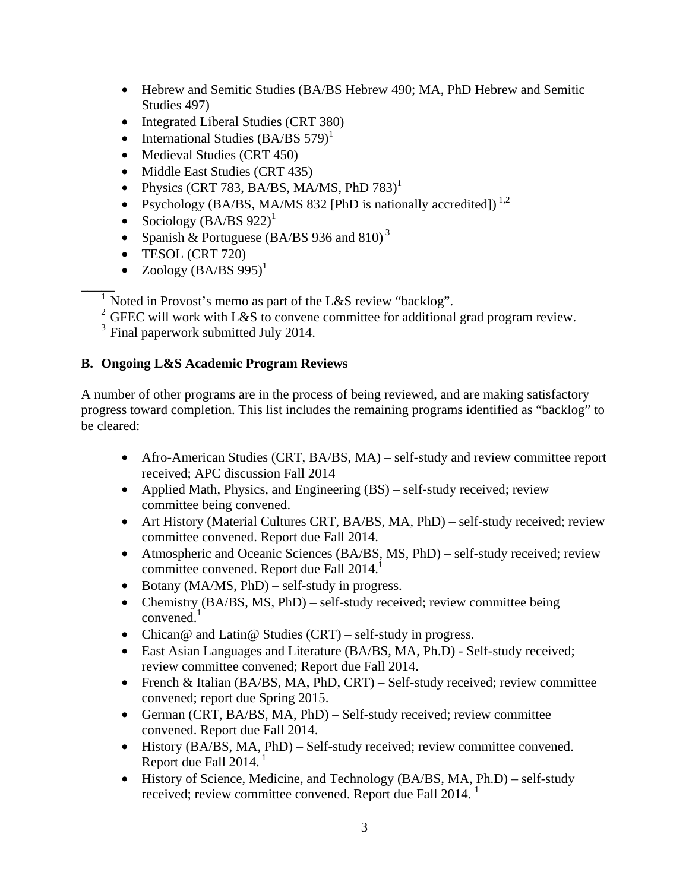- Hebrew and Semitic Studies (BA/BS Hebrew 490; MA, PhD Hebrew and Semitic Studies 497)
- Integrated Liberal Studies (CRT 380)
- International Studies (BA/BS 579)[1]
- Medieval Studies (CRT 450)
- Middle East Studies (CRT 435)
- Physics (CRT 783, BA/BS, MA/MS, PhD 783)[1]
- Psychology (BA/BS, MA/MS 832 [PhD is nationally accredited]) [1,2]
- Sociology (BA/BS 922)[1]
- Spanish & Portuguese (BA/BS 936 and 810) [3]
- TESOL (CRT 720)
- Zoology (BA/BS 995)[1]

[1] Noted in Provost's memo as part of the L&S review "backlog".
[2] GFEC will work with L&S to convene committee for additional grad program review.
[3] Final paperwork submitted July 2014.

**B. Ongoing L&S Academic Program Reviews**

A number of other programs are in the process of being reviewed, and are making satisfactory progress toward completion. This list includes the remaining programs identified as "backlog" to be cleared:

- Afro-American Studies (CRT, BA/BS, MA) – self-study and review committee report received; APC discussion Fall 2014
- Applied Math, Physics, and Engineering (BS) – self-study received; review committee being convened.
- Art History (Material Cultures CRT, BA/BS, MA, PhD) – self-study received; review committee convened. Report due Fall 2014.
- Atmospheric and Oceanic Sciences (BA/BS, MS, PhD) – self-study received; review committee convened. Report due Fall 2014.[1]
- Botany (MA/MS, PhD) – self-study in progress.
- Chemistry (BA/BS, MS, PhD) – self-study received; review committee being convened.[1]
- Chican@ and Latin@ Studies (CRT) – self-study in progress.
- East Asian Languages and Literature (BA/BS, MA, Ph.D) - Self-study received; review committee convened; Report due Fall 2014.
- French & Italian (BA/BS, MA, PhD, CRT) – Self-study received; review committee convened; report due Spring 2015.
- German (CRT, BA/BS, MA, PhD) – Self-study received; review committee convened. Report due Fall 2014.
- History (BA/BS, MA, PhD) – Self-study received; review committee convened. Report due Fall 2014. [1]
- History of Science, Medicine, and Technology (BA/BS, MA, Ph.D) – self-study received; review committee convened. Report due Fall 2014. [1]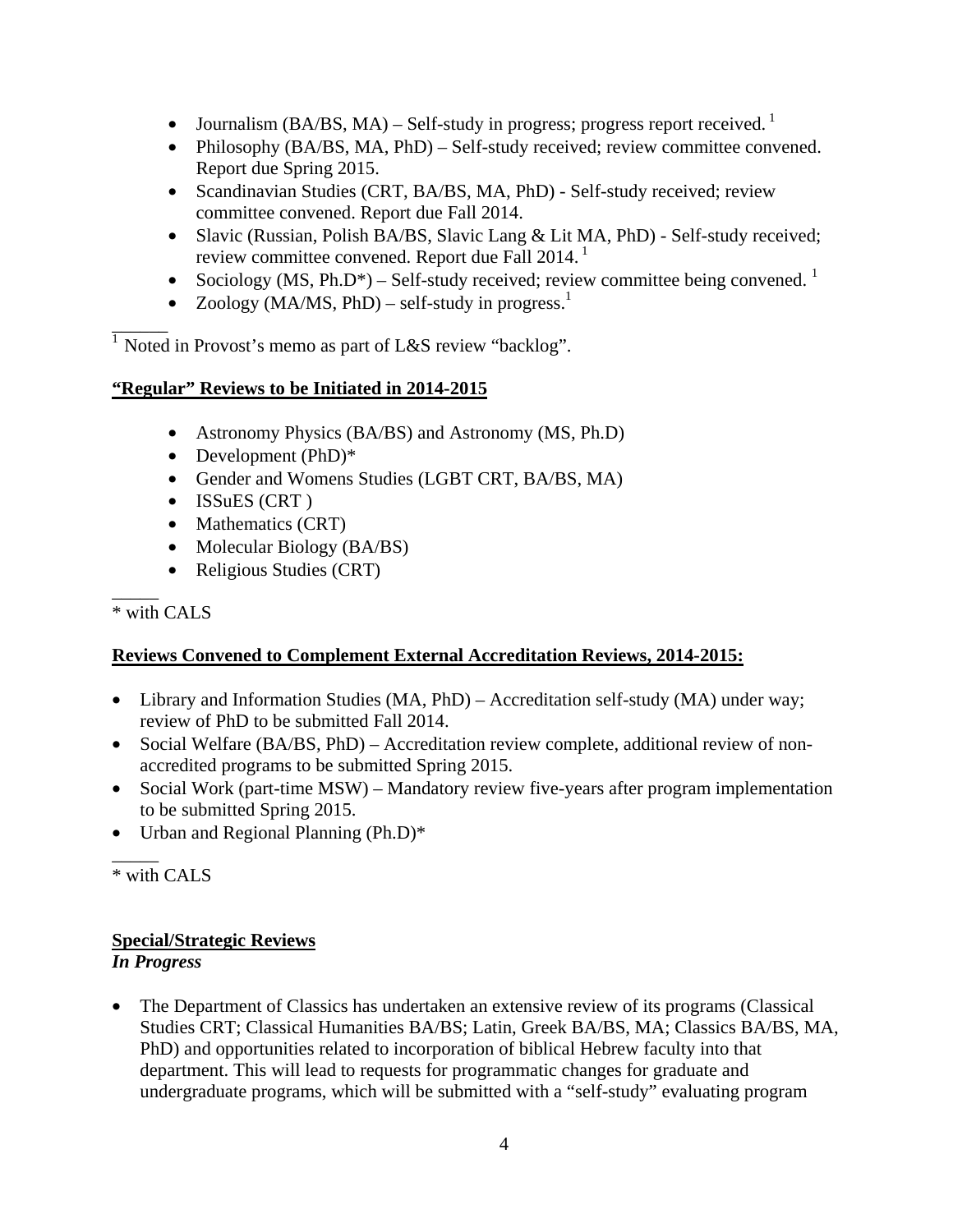- Journalism (BA/BS, MA) – Self-study in progress; progress report received. [1]
- Philosophy (BA/BS, MA, PhD) – Self-study received; review committee convened. Report due Spring 2015.
- Scandinavian Studies (CRT, BA/BS, MA, PhD) - Self-study received; review committee convened. Report due Fall 2014.
- Slavic (Russian, Polish BA/BS, Slavic Lang & Lit MA, PhD) - Self-study received; review committee convened. Report due Fall 2014. [1]
- Sociology (MS, Ph.D*) – Self-study received; review committee being convened. [1]
- Zoology (MA/MS, PhD) – self-study in progress.[1]

______

[1] Noted in Provost's memo as part of L&S review "backlog".

**"Regular" Reviews to be Initiated in 2014-2015**

- Astronomy Physics (BA/BS) and Astronomy (MS, Ph.D)
- Development (PhD)*
- Gender and Womens Studies (LGBT CRT, BA/BS, MA)
- ISSuES (CRT )
- Mathematics (CRT)
- Molecular Biology (BA/BS)
- Religious Studies (CRT)

_____

\* with CALS

**Reviews Convened to Complement External Accreditation Reviews, 2014-2015:**

- Library and Information Studies (MA, PhD) – Accreditation self-study (MA) under way; review of PhD to be submitted Fall 2014.
- Social Welfare (BA/BS, PhD) – Accreditation review complete, additional review of non-accredited programs to be submitted Spring 2015.
- Social Work (part-time MSW) – Mandatory review five-years after program implementation to be submitted Spring 2015.
- Urban and Regional Planning (Ph.D)*

_____

\* with CALS

**Special/Strategic Reviews**

***In Progress***

- The Department of Classics has undertaken an extensive review of its programs (Classical Studies CRT; Classical Humanities BA/BS; Latin, Greek BA/BS, MA; Classics BA/BS, MA, PhD) and opportunities related to incorporation of biblical Hebrew faculty into that department. This will lead to requests for programmatic changes for graduate and undergraduate programs, which will be submitted with a "self-study" evaluating program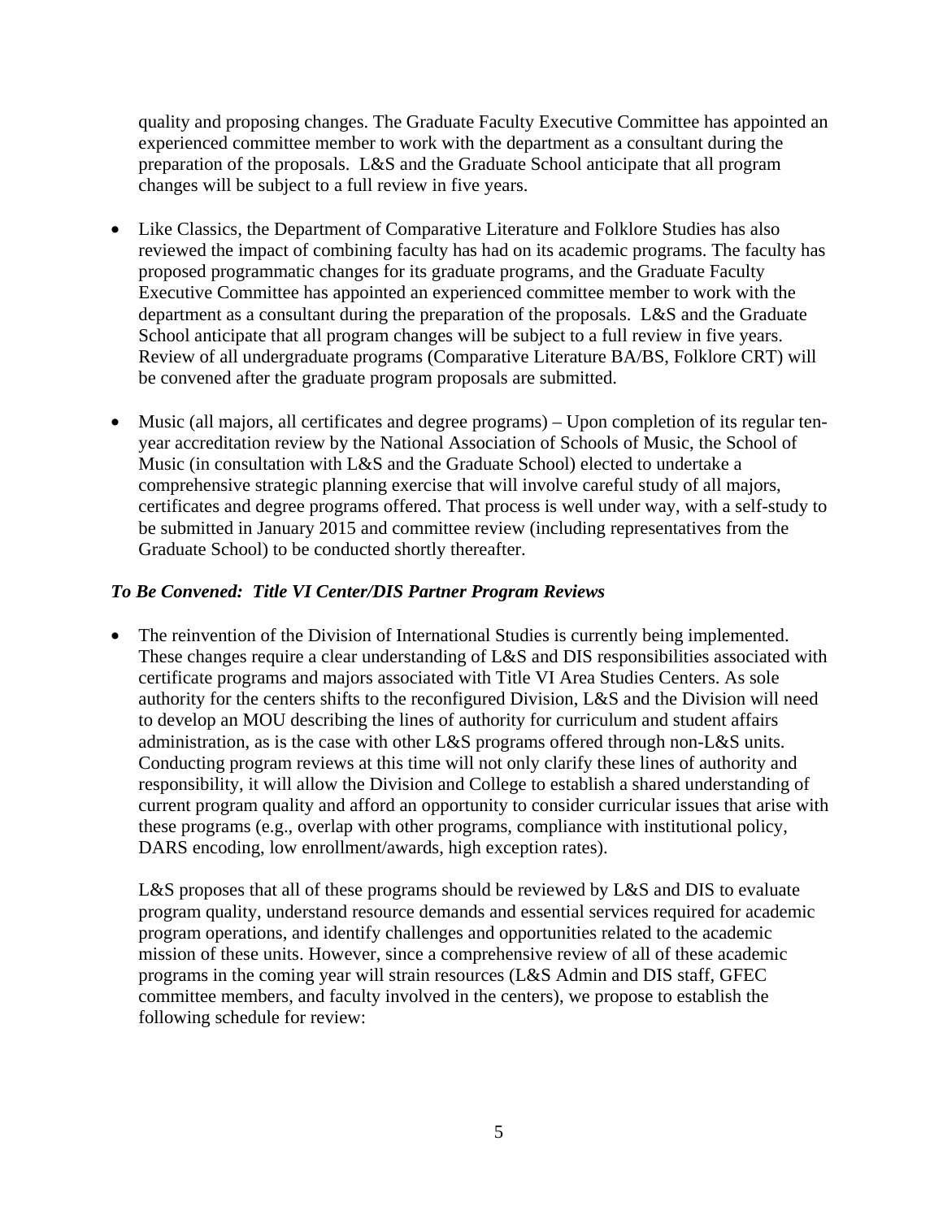quality and proposing changes. The Graduate Faculty Executive Committee has appointed an experienced committee member to work with the department as a consultant during the preparation of the proposals. L&S and the Graduate School anticipate that all program changes will be subject to a full review in five years.

- Like Classics, the Department of Comparative Literature and Folklore Studies has also reviewed the impact of combining faculty has had on its academic programs. The faculty has proposed programmatic changes for its graduate programs, and the Graduate Faculty Executive Committee has appointed an experienced committee member to work with the department as a consultant during the preparation of the proposals. L&S and the Graduate School anticipate that all program changes will be subject to a full review in five years. Review of all undergraduate programs (Comparative Literature BA/BS, Folklore CRT) will be convened after the graduate program proposals are submitted.

- Music (all majors, all certificates and degree programs) – Upon completion of its regular ten-year accreditation review by the National Association of Schools of Music, the School of Music (in consultation with L&S and the Graduate School) elected to undertake a comprehensive strategic planning exercise that will involve careful study of all majors, certificates and degree programs offered. That process is well under way, with a self-study to be submitted in January 2015 and committee review (including representatives from the Graduate School) to be conducted shortly thereafter.

### *To Be Convened: Title VI Center/DIS Partner Program Reviews*

- The reinvention of the Division of International Studies is currently being implemented. These changes require a clear understanding of L&S and DIS responsibilities associated with certificate programs and majors associated with Title VI Area Studies Centers. As sole authority for the centers shifts to the reconfigured Division, L&S and the Division will need to develop an MOU describing the lines of authority for curriculum and student affairs administration, as is the case with other L&S programs offered through non-L&S units. Conducting program reviews at this time will not only clarify these lines of authority and responsibility, it will allow the Division and College to establish a shared understanding of current program quality and afford an opportunity to consider curricular issues that arise with these programs (e.g., overlap with other programs, compliance with institutional policy, DARS encoding, low enrollment/awards, high exception rates).

  L&S proposes that all of these programs should be reviewed by L&S and DIS to evaluate program quality, understand resource demands and essential services required for academic program operations, and identify challenges and opportunities related to the academic mission of these units. However, since a comprehensive review of all of these academic programs in the coming year will strain resources (L&S Admin and DIS staff, GFEC committee members, and faculty involved in the centers), we propose to establish the following schedule for review: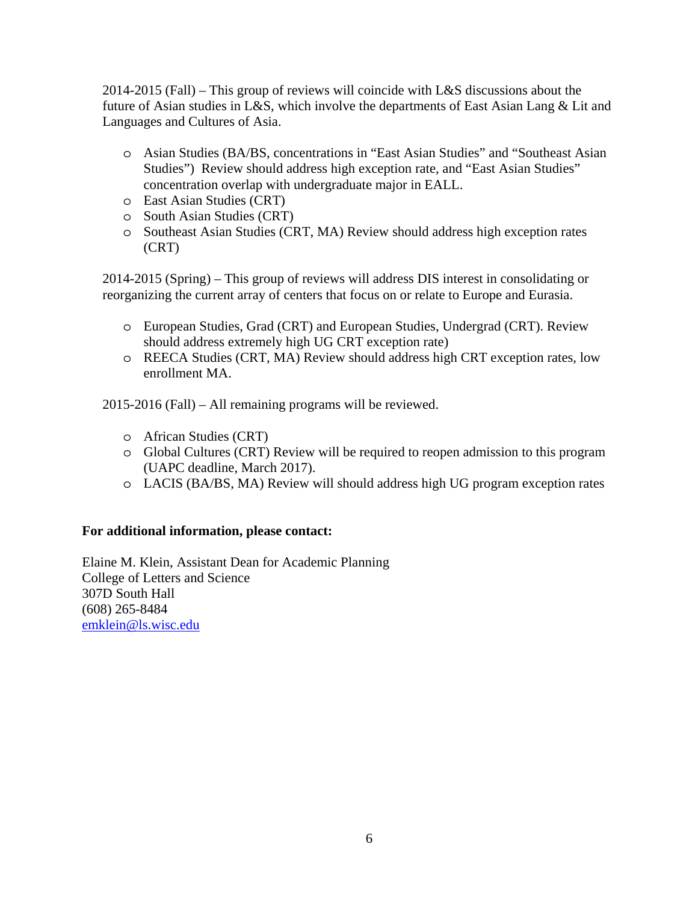2014-2015 (Fall) – This group of reviews will coincide with L&S discussions about the future of Asian studies in L&S, which involve the departments of East Asian Lang & Lit and Languages and Cultures of Asia.

- Asian Studies (BA/BS, concentrations in "East Asian Studies" and "Southeast Asian Studies") Review should address high exception rate, and "East Asian Studies" concentration overlap with undergraduate major in EALL.
- East Asian Studies (CRT)
- South Asian Studies (CRT)
- Southeast Asian Studies (CRT, MA) Review should address high exception rates (CRT)

2014-2015 (Spring) – This group of reviews will address DIS interest in consolidating or reorganizing the current array of centers that focus on or relate to Europe and Eurasia.

- European Studies, Grad (CRT) and European Studies, Undergrad (CRT). Review should address extremely high UG CRT exception rate)
- REECA Studies (CRT, MA) Review should address high CRT exception rates, low enrollment MA.

2015-2016 (Fall) – All remaining programs will be reviewed.

- African Studies (CRT)
- Global Cultures (CRT) Review will be required to reopen admission to this program (UAPC deadline, March 2017).
- LACIS (BA/BS, MA) Review will should address high UG program exception rates

**For additional information, please contact:**

Elaine M. Klein, Assistant Dean for Academic Planning
College of Letters and Science
307D South Hall
(608) 265-8484
emklein@ls.wisc.edu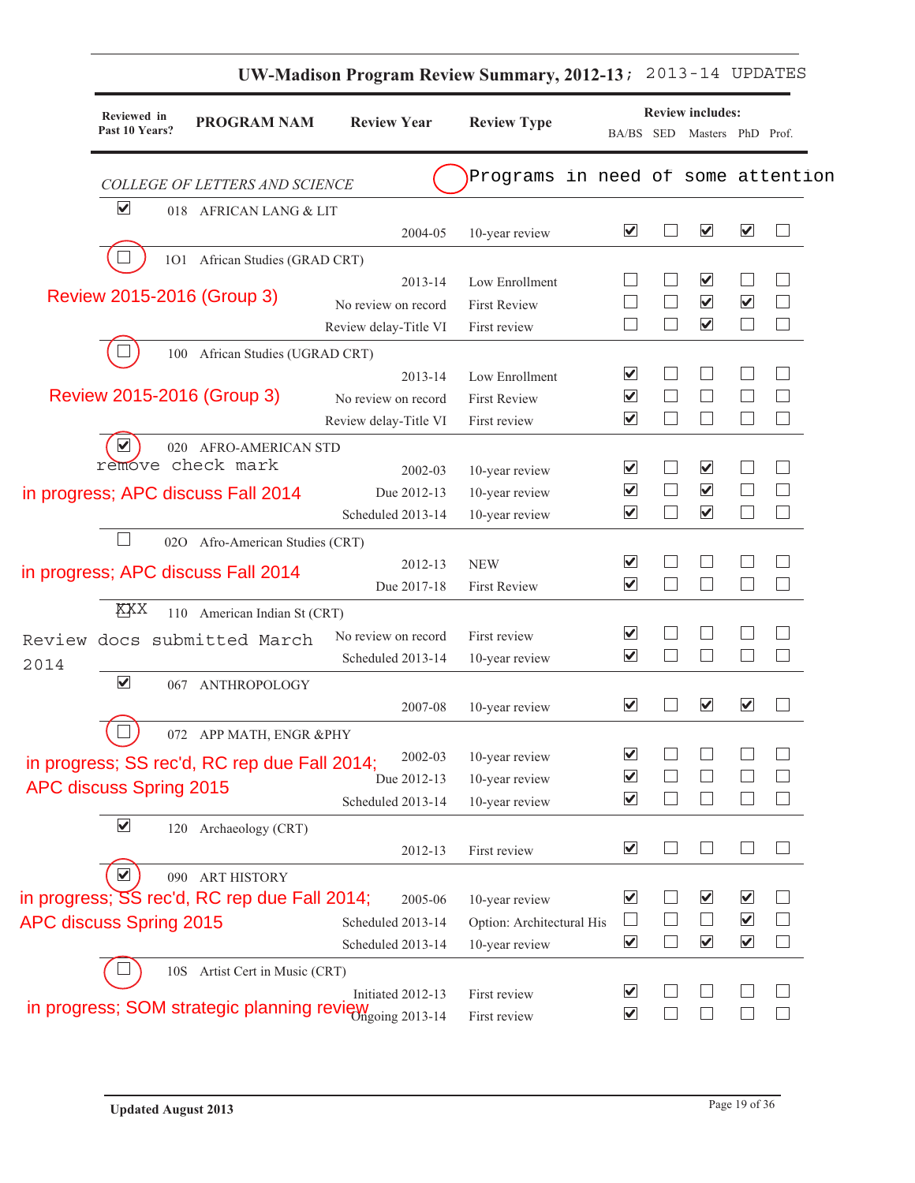# UW-Madison Program Review Summary, 2012-13; 2013-14 UPDATES

| Reviewed in Past 10 Years? | PROGRAM NAM | Review Year | Review Type | BA/BS | SED | Masters | PhD | Prof. |
|---|---|---|---|---|---|---|---|---|
| | *COLLEGE OF LETTERS AND SCIENCE* | | Programs in need of some attention | | | | | |
| ☑ | 018 AFRICAN LANG & LIT | | | | | | | |
| | | 2004-05 | 10-year review | ☑ | ☐ | ☑ | ☑ | ☐ |
| ☐ | 1O1 African Studies (GRAD CRT) | | | | | | | |
| Review 2015-2016 (Group 3) | | 2013-14 | Low Enrollment | ☐ | ☐ | ☑ | ☐ | ☐ |
| | | No review on record | First Review | ☐ | ☐ | ☑ | ☑ | ☐ |
| | | Review delay-Title VI | First review | ☐ | ☐ | ☑ | ☐ | ☐ |
| ☐ | 100 African Studies (UGRAD CRT) | | | | | | | |
| Review 2015-2016 (Group 3) | | 2013-14 | Low Enrollment | ☑ | ☐ | ☐ | ☐ | ☐ |
| | | No review on record | First Review | ☑ | ☐ | ☐ | ☐ | ☐ |
| | | Review delay-Title VI | First review | ☑ | ☐ | ☐ | ☐ | ☐ |
| ☑ remove check mark | 020 AFRO-AMERICAN STD | | | | | | | |
| in progress; APC discuss Fall 2014 | | 2002-03 | 10-year review | ☑ | ☐ | ☑ | ☐ | ☐ |
| | | Due 2012-13 | 10-year review | ☑ | ☐ | ☑ | ☐ | ☐ |
| | | Scheduled 2013-14 | 10-year review | ☑ | ☐ | ☑ | ☐ | ☐ |
| ☐ | 02O Afro-American Studies (CRT) | | | | | | | |
| in progress; APC discuss Fall 2014 | | 2012-13 | NEW | ☑ | ☐ | ☐ | ☐ | ☐ |
| | | Due 2017-18 | First Review | ☑ | ☐ | ☐ | ☐ | ☐ |
| XXX | 110 American Indian St (CRT) | | | | | | | |
| Review docs submitted March 2014 | | No review on record | First review | ☑ | ☐ | ☐ | ☐ | ☐ |
| | | Scheduled 2013-14 | 10-year review | ☑ | ☐ | ☐ | ☐ | ☐ |
| ☑ | 067 ANTHROPOLOGY | | | | | | | |
| | | 2007-08 | 10-year review | ☑ | ☐ | ☑ | ☑ | ☐ |
| ☐ | 072 APP MATH, ENGR &PHY | | | | | | | |
| in progress; SS rec'd, RC rep due Fall 2014; APC discuss Spring 2015 | | 2002-03 | 10-year review | ☑ | ☐ | ☐ | ☐ | ☐ |
| | | Due 2012-13 | 10-year review | ☑ | ☐ | ☐ | ☐ | ☐ |
| | | Scheduled 2013-14 | 10-year review | ☑ | ☐ | ☐ | ☐ | ☐ |
| ☑ | 120 Archaeology (CRT) | | | | | | | |
| | | 2012-13 | First review | ☑ | ☐ | ☐ | ☐ | ☐ |
| ☑ | 090 ART HISTORY | | | | | | | |
| in progress; SS rec'd, RC rep due Fall 2014; APC discuss Spring 2015 | | 2005-06 | 10-year review | ☑ | ☐ | ☑ | ☑ | ☐ |
| | | Scheduled 2013-14 | Option: Architectural His | ☐ | ☐ | ☐ | ☑ | ☐ |
| | | Scheduled 2013-14 | 10-year review | ☑ | ☐ | ☑ | ☑ | ☐ |
| ☐ | 10S Artist Cert in Music (CRT) | | | | | | | |
| in progress; SOM strategic planning review | | Initiated 2012-13 | First review | ☑ | ☐ | ☐ | ☐ | ☐ |
| | | Ongoing 2013-14 | First review | ☑ | ☐ | ☐ | ☐ | ☐ |

Updated August 2013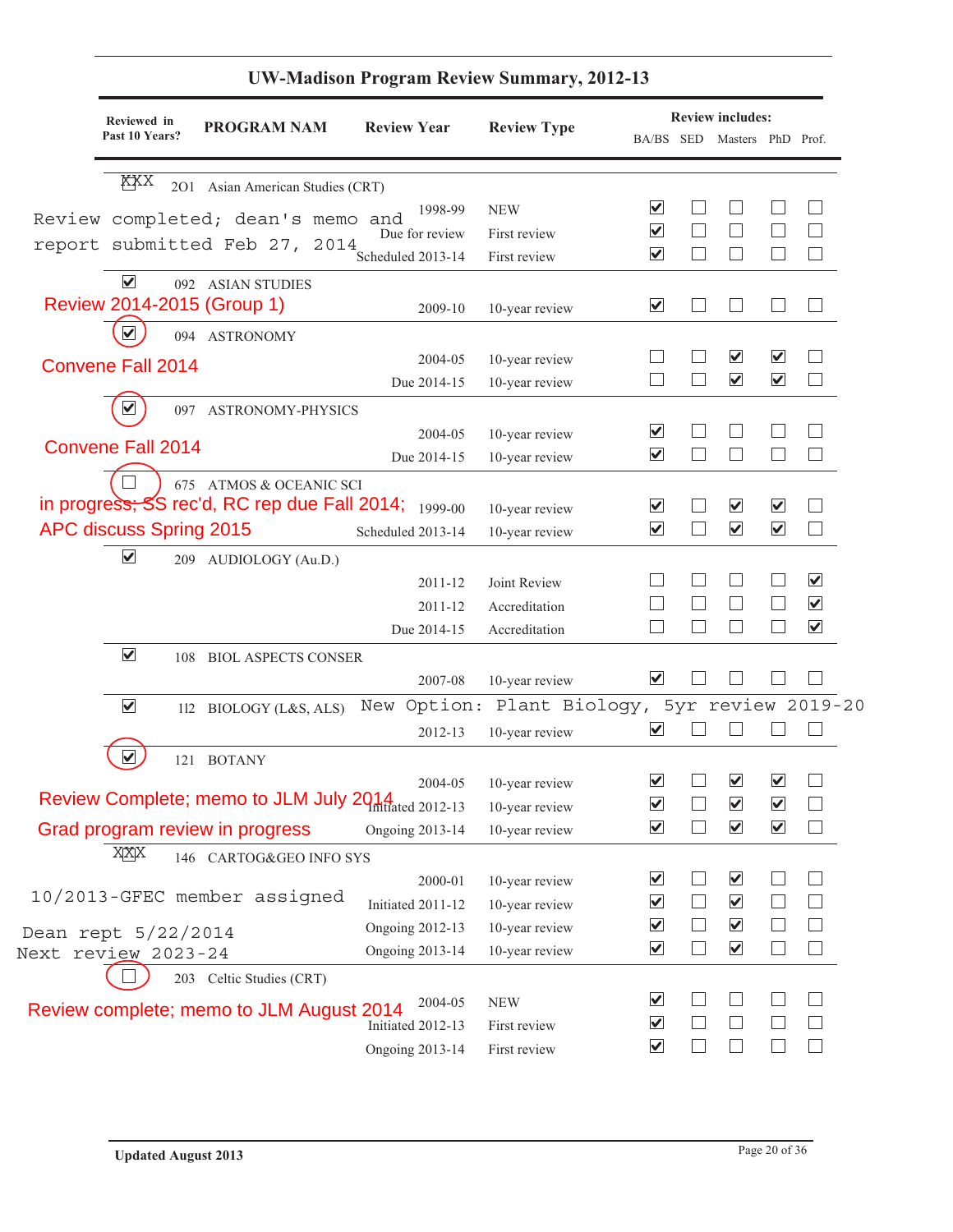## UW-Madison Program Review Summary, 2012-13

| Reviewed in Past 10 Years? | PROGRAM NAM | Review Year | Review Type | BA/BS | SED | Masters | PhD | Prof. |
|---|---|---|---|---|---|---|---|---|
| XXX | 201 Asian American Studies (CRT) | | | | | | | |
| Review completed; dean's memo and report submitted Feb 27, 2014 | | 1998-99 | NEW | ☑ | ☐ | ☐ | ☐ | ☐ |
| | | Due for review | First review | ☑ | ☐ | ☐ | ☐ | ☐ |
| | | Scheduled 2013-14 | First review | ☑ | ☐ | ☐ | ☐ | ☐ |
| ☑ | 092 ASIAN STUDIES | | | | | | | |
| Review 2014-2015 (Group 1) | | 2009-10 | 10-year review | ☑ | ☐ | ☐ | ☐ | ☐ |
| ☑ | 094 ASTRONOMY | | | | | | | |
| Convene Fall 2014 | | 2004-05 | 10-year review | ☐ | ☐ | ☑ | ☑ | ☐ |
| | | Due 2014-15 | 10-year review | ☐ | ☐ | ☑ | ☑ | ☐ |
| ☑ | 097 ASTRONOMY-PHYSICS | | | | | | | |
| Convene Fall 2014 | | 2004-05 | 10-year review | ☑ | ☐ | ☐ | ☐ | ☐ |
| | | Due 2014-15 | 10-year review | ☑ | ☐ | ☐ | ☐ | ☐ |
| ☐ | 675 ATMOS & OCEANIC SCI | | | | | | | |
| in progress; SS rec'd, RC rep due Fall 2014; APC discuss Spring 2015 | | 1999-00 | 10-year review | ☑ | ☐ | ☑ | ☑ | ☐ |
| | | Scheduled 2013-14 | 10-year review | ☑ | ☐ | ☑ | ☑ | ☐ |
| ☑ | 209 AUDIOLOGY (Au.D.) | | | | | | | |
| | | 2011-12 | Joint Review | ☐ | ☐ | ☐ | ☐ | ☑ |
| | | 2011-12 | Accreditation | ☐ | ☐ | ☐ | ☐ | ☑ |
| | | Due 2014-15 | Accreditation | ☐ | ☐ | ☐ | ☐ | ☑ |
| ☑ | 108 BIOL ASPECTS CONSER | | | | | | | |
| | | 2007-08 | 10-year review | ☑ | ☐ | ☐ | ☐ | ☐ |
| ☑ | 112 BIOLOGY (L&S, ALS) | New Option: Plant Biology, 5yr review 2019-20 | | | | | | |
| | | 2012-13 | 10-year review | ☑ | ☐ | ☐ | ☐ | ☐ |
| ☑ | 121 BOTANY | | | | | | | |
| Review Complete; memo to JLM July 2014 | | 2004-05 | 10-year review | ☑ | ☐ | ☑ | ☑ | ☐ |
| Grad program review in progress | | Initiated 2012-13 | 10-year review | ☑ | ☐ | ☑ | ☑ | ☐ |
| | | Ongoing 2013-14 | 10-year review | ☑ | ☐ | ☑ | ☑ | ☐ |
| XXX | 146 CARTOG&GEO INFO SYS | | | | | | | |
| 10/2013-GFEC member assigned | | 2000-01 | 10-year review | ☑ | ☐ | ☑ | ☐ | ☐ |
| | | Initiated 2011-12 | 10-year review | ☑ | ☐ | ☑ | ☐ | ☐ |
| Dean rept 5/22/2014 | | Ongoing 2012-13 | 10-year review | ☑ | ☐ | ☑ | ☐ | ☐ |
| Next review 2023-24 | | Ongoing 2013-14 | 10-year review | ☑ | ☐ | ☑ | ☐ | ☐ |
| ☐ | 203 Celtic Studies (CRT) | | | | | | | |
| Review complete; memo to JLM August 2014 | | 2004-05 | NEW | ☑ | ☐ | ☐ | ☐ | ☐ |
| | | Initiated 2012-13 | First review | ☑ | ☐ | ☐ | ☐ | ☐ |
| | | Ongoing 2013-14 | First review | ☑ | ☐ | ☐ | ☐ | ☐ |

Updated August 2013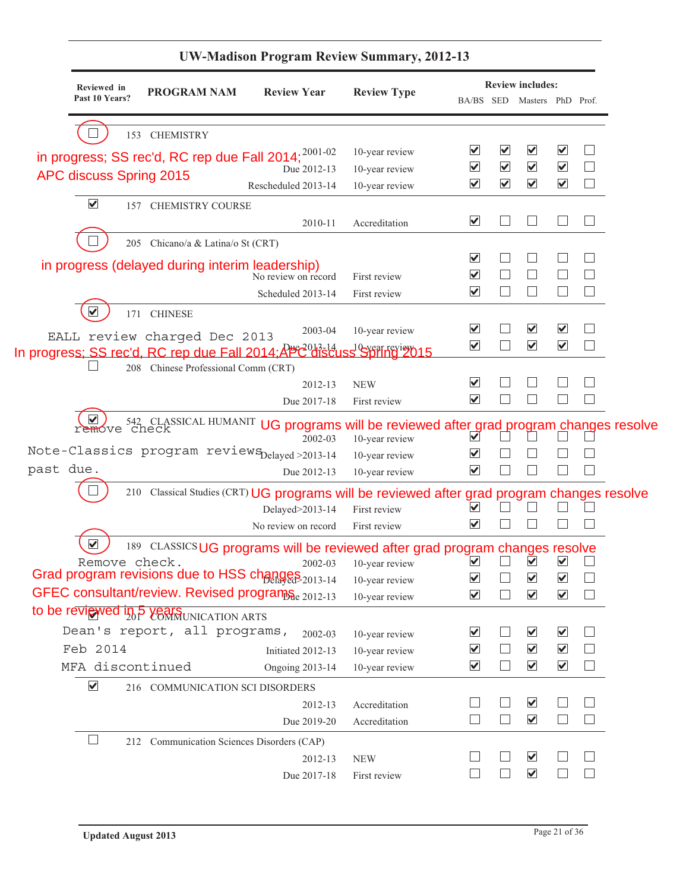## UW-Madison Program Review Summary, 2012-13

| Reviewed in Past 10 Years? | PROGRAM NAM | Review Year | Review Type | BA/BS | SED | Masters | PhD | Prof. |
|---|---|---|---|---|---|---|---|---|
| ☐ | 153 CHEMISTRY | | | | | | | |
| | | 2001-02 | 10-year review | ☑ | ☑ | ☑ | ☑ | ☐ |
| | | Due 2012-13 | 10-year review | ☑ | ☑ | ☑ | ☑ | ☐ |
| | | Rescheduled 2013-14 | 10-year review | ☑ | ☑ | ☑ | ☑ | ☐ |
| ☑ | 157 CHEMISTRY COURSE | | | | | | | |
| | | 2010-11 | Accreditation | ☑ | ☐ | ☐ | ☐ | ☐ |
| ☐ | 205 Chicano/a & Latina/o St (CRT) | | | ☑ | ☐ | ☐ | ☐ | ☐ |
| | | No review on record | First review | ☑ | ☐ | ☐ | ☐ | ☐ |
| | | Scheduled 2013-14 | First review | ☑ | ☐ | ☐ | ☐ | ☐ |
| ☑ | 171 CHINESE | | | | | | | |
| | | 2003-04 | 10-year review | ☑ | ☐ | ☑ | ☑ | ☐ |
| | | Due 2013-14 | 10-year review | ☑ | ☐ | ☑ | ☑ | ☐ |
| ☐ | 208 Chinese Professional Comm (CRT) | | | | | | | |
| | | 2012-13 | NEW | ☑ | ☐ | ☐ | ☐ | ☐ |
| | | Due 2017-18 | First review | ☑ | ☐ | ☐ | ☐ | ☐ |
| ☑ | 542 CLASSICAL HUMANIT | | | | | | | |
| | | 2002-03 | 10-year review | ☑ | ☐ | ☐ | ☐ | ☐ |
| | | Delayed >2013-14 | 10-year review | ☑ | ☐ | ☐ | ☐ | ☐ |
| | | Due 2012-13 | 10-year review | ☑ | ☐ | ☐ | ☐ | ☐ |
| ☐ | 210 Classical Studies (CRT) | | | | | | | |
| | | Delayed>2013-14 | First review | ☑ | ☐ | ☐ | ☐ | ☐ |
| | | No review on record | First review | ☑ | ☐ | ☐ | ☐ | ☐ |
| ☑ | 189 CLASSICS | | | | | | | |
| | | 2002-03 | 10-year review | ☑ | ☐ | ☑ | ☑ | ☐ |
| | | Delayed>2013-14 | 10-year review | ☑ | ☐ | ☑ | ☑ | ☐ |
| | | Due 2012-13 | 10-year review | ☑ | ☐ | ☑ | ☑ | ☐ |
| ☑ | 201 COMMUNICATION ARTS | | | | | | | |
| | | 2002-03 | 10-year review | ☑ | ☐ | ☑ | ☑ | ☐ |
| | | Initiated 2012-13 | 10-year review | ☑ | ☐ | ☑ | ☑ | ☐ |
| | | Ongoing 2013-14 | 10-year review | ☑ | ☐ | ☑ | ☑ | ☐ |
| ☑ | 216 COMMUNICATION SCI DISORDERS | | | | | | | |
| | | 2012-13 | Accreditation | ☐ | ☐ | ☑ | ☐ | ☐ |
| | | Due 2019-20 | Accreditation | ☐ | ☐ | ☑ | ☐ | ☐ |
| ☐ | 212 Communication Sciences Disorders (CAP) | | | | | | | |
| | | 2012-13 | NEW | ☐ | ☐ | ☑ | ☐ | ☐ |
| | | Due 2017-18 | First review | ☐ | ☐ | ☑ | ☐ | ☐ |

Annotations:

- 153 CHEMISTRY: in progress; SS rec'd, RC rep due Fall 2014; APC discuss Spring 2015
- 205 Chicano/a & Latina/o St (CRT): in progress (delayed during interim leadership)
- 171 CHINESE: EALL review charged Dec 2013. In progress; SS rec'd, RC rep due Fall 2014;APC discuss Spring 2015
- 542 CLASSICAL HUMANIT: remove check. UG programs will be reviewed after grad program changes resolve. Note-Classics program reviews past due.
- 210 Classical Studies (CRT): UG programs will be reviewed after grad program changes resolve
- 189 CLASSICS: Remove check. UG programs will be reviewed after grad program changes resolve. Grad program revisions due to HSS changes GFEC consultant/review. Revised programs to be reviewed in 5 years.
- 201 COMMUNICATION ARTS: Dean's report, all programs, Feb 2014. MFA discontinued

Updated August 2013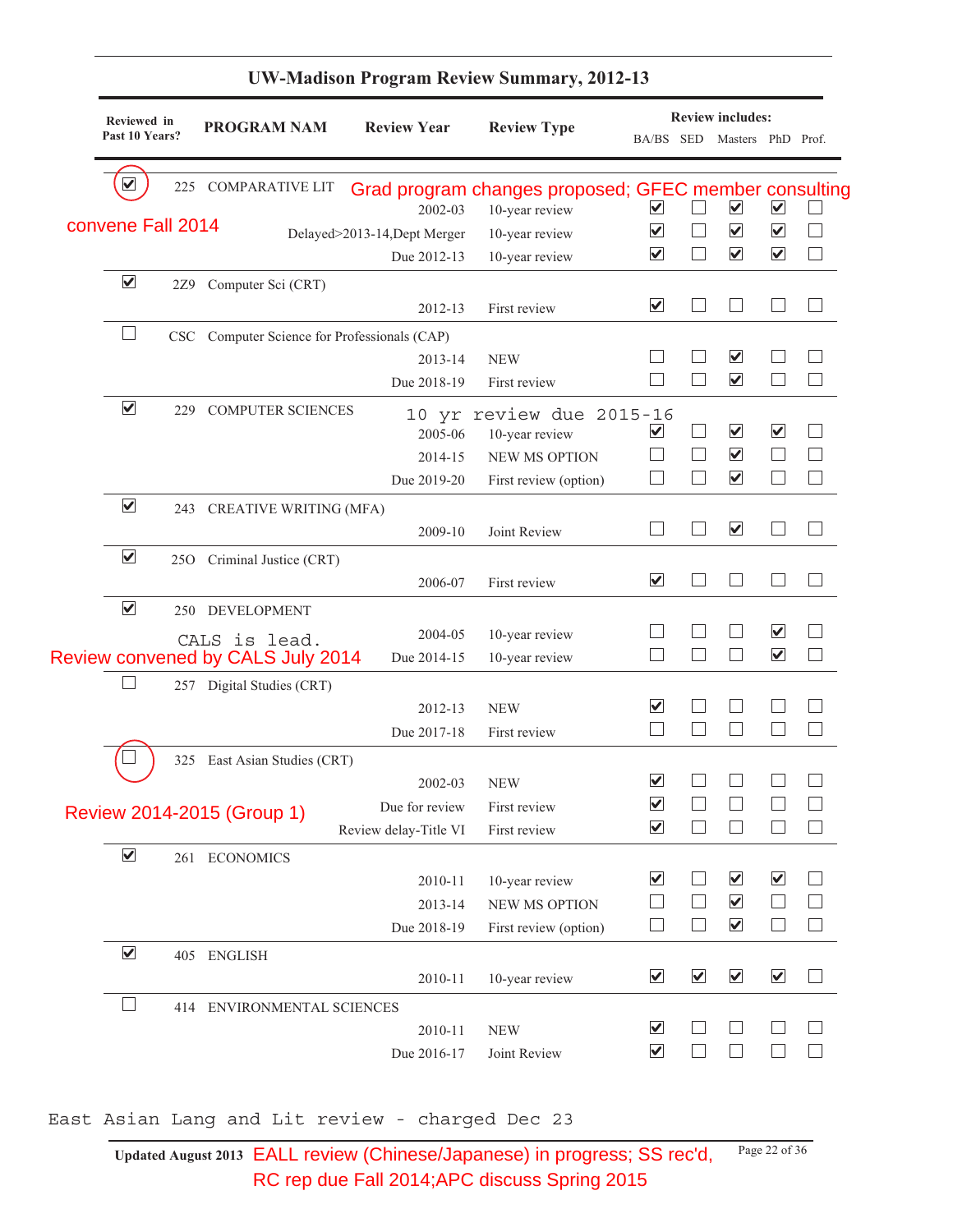## UW-Madison Program Review Summary, 2012-13

| Reviewed in Past 10 Years? | | PROGRAM NAM | Review Year | Review Type | BA/BS | SED | Masters | PhD | Prof. |
|---|---|---|---|---|---|---|---|---|---|
| | | | | | **Review includes:** | | | | |
| ☑ | 225 | COMPARATIVE LIT | Grad program changes proposed; GFEC member consulting | | | | | | |
| | | | 2002-03 | 10-year review | ☑ | ☐ | ☑ | ☑ | ☐ |
| convene Fall 2014 | | | Delayed>2013-14,Dept Merger | 10-year review | ☑ | ☐ | ☑ | ☑ | ☐ |
| | | | Due 2012-13 | 10-year review | ☑ | ☐ | ☑ | ☑ | ☐ |
| ☑ | 2Z9 | Computer Sci (CRT) | | | | | | | |
| | | | 2012-13 | First review | ☑ | ☐ | ☐ | ☐ | ☐ |
| ☐ | CSC | Computer Science for Professionals (CAP) | | | | | | | |
| | | | 2013-14 | NEW | ☐ | ☐ | ☑ | ☐ | ☐ |
| | | | Due 2018-19 | First review | ☐ | ☐ | ☑ | ☐ | ☐ |
| ☑ | 229 | COMPUTER SCIENCES | 10 yr review due 2015-16 | | | | | | |
| | | | 2005-06 | 10-year review | ☑ | ☐ | ☑ | ☑ | ☐ |
| | | | 2014-15 | NEW MS OPTION | ☐ | ☐ | ☑ | ☐ | ☐ |
| | | | Due 2019-20 | First review (option) | ☐ | ☐ | ☑ | ☐ | ☐ |
| ☑ | 243 | CREATIVE WRITING (MFA) | | | | | | | |
| | | | 2009-10 | Joint Review | ☐ | ☐ | ☑ | ☐ | ☐ |
| ☑ | 25O | Criminal Justice (CRT) | | | | | | | |
| | | | 2006-07 | First review | ☑ | ☐ | ☐ | ☐ | ☐ |
| ☑ | 250 | DEVELOPMENT | | | | | | | |
| | | CALS is lead. | 2004-05 | 10-year review | ☐ | ☐ | ☐ | ☑ | ☐ |
| Review convened by CALS July 2014 | | | Due 2014-15 | 10-year review | ☐ | ☐ | ☐ | ☑ | ☐ |
| ☐ | 257 | Digital Studies (CRT) | | | | | | | |
| | | | 2012-13 | NEW | ☑ | ☐ | ☐ | ☐ | ☐ |
| | | | Due 2017-18 | First review | ☐ | ☐ | ☐ | ☐ | ☐ |
| ☐ | 325 | East Asian Studies (CRT) | | | | | | | |
| | | | 2002-03 | NEW | ☑ | ☐ | ☐ | ☐ | ☐ |
| Review 2014-2015 (Group 1) | | | Due for review | First review | ☑ | ☐ | ☐ | ☐ | ☐ |
| | | | Review delay-Title VI | First review | ☑ | ☐ | ☐ | ☐ | ☐ |
| ☑ | 261 | ECONOMICS | | | | | | | |
| | | | 2010-11 | 10-year review | ☑ | ☐ | ☑ | ☑ | ☐ |
| | | | 2013-14 | NEW MS OPTION | ☐ | ☐ | ☑ | ☐ | ☐ |
| | | | Due 2018-19 | First review (option) | ☐ | ☐ | ☑ | ☐ | ☐ |
| ☑ | 405 | ENGLISH | | | | | | | |
| | | | 2010-11 | 10-year review | ☑ | ☑ | ☑ | ☑ | ☐ |
| ☐ | 414 | ENVIRONMENTAL SCIENCES | | | | | | | |
| | | | 2010-11 | NEW | ☑ | ☐ | ☐ | ☐ | ☐ |
| | | | Due 2016-17 | Joint Review | ☑ | ☐ | ☐ | ☐ | ☐ |

East Asian Lang and Lit review - charged Dec 23

Updated August 2013 EALL review (Chinese/Japanese) in progress; SS rec'd, RC rep due Fall 2014;APC discuss Spring 2015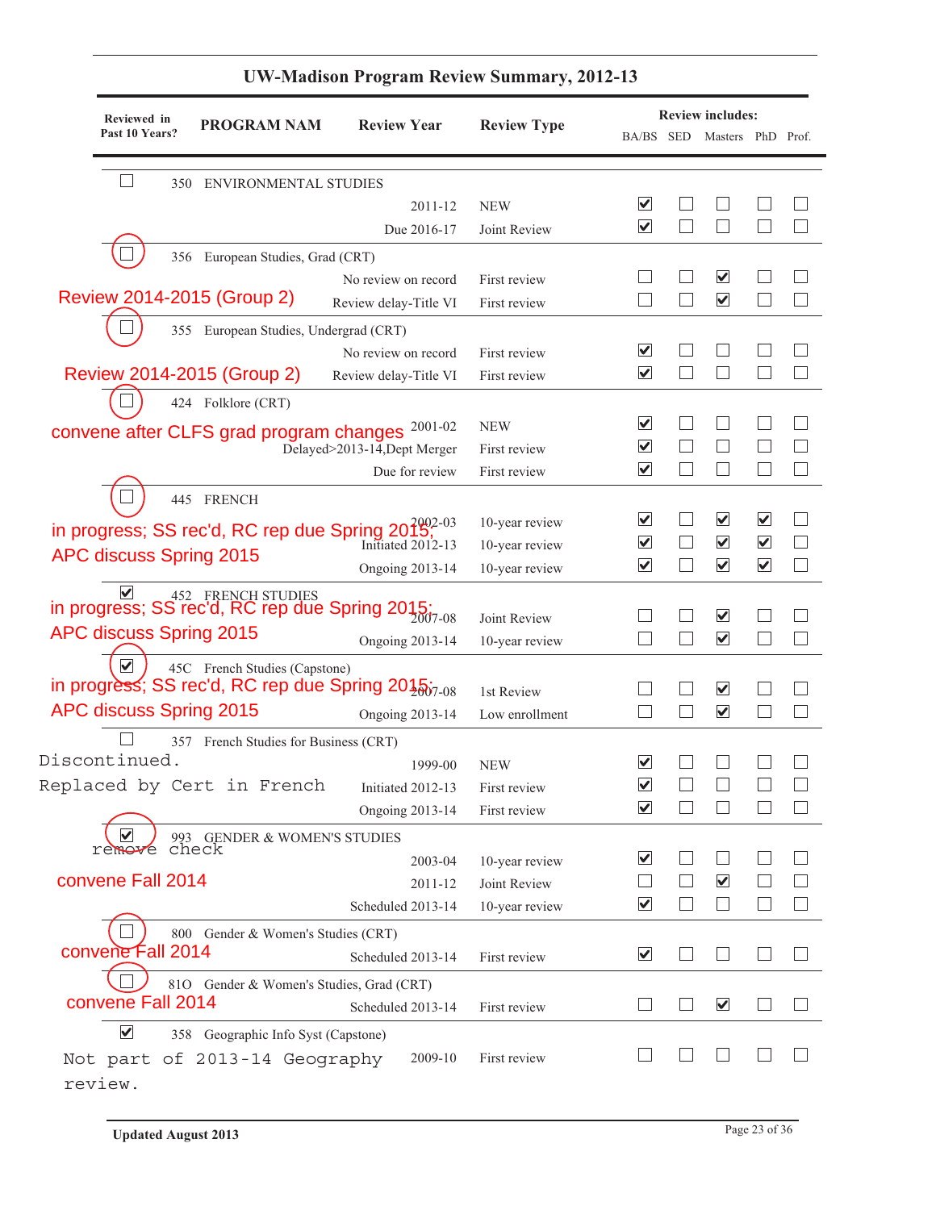# UW-Madison Program Review Summary, 2012-13

| Reviewed in Past 10 Years? | PROGRAM NAM | Review Year | Review Type | BA/BS | SED | Masters | PhD | Prof. |
|---|---|---|---|---|---|---|---|---|
| ☐ | 350 ENVIRONMENTAL STUDIES | | | | | | | |
| | | 2011-12 | NEW | ☑ | ☐ | ☐ | ☐ | ☐ |
| | | Due 2016-17 | Joint Review | ☑ | ☐ | ☐ | ☐ | ☐ |
| ☐ | 356 European Studies, Grad (CRT) | | | | | | | |
| | | No review on record | First review | ☐ | ☐ | ☑ | ☐ | ☐ |
| | Review 2014-2015 (Group 2) | Review delay-Title VI | First review | ☐ | ☐ | ☑ | ☐ | ☐ |
| ☐ | 355 European Studies, Undergrad (CRT) | | | | | | | |
| | | No review on record | First review | ☑ | ☐ | ☐ | ☐ | ☐ |
| | Review 2014-2015 (Group 2) | Review delay-Title VI | First review | ☑ | ☐ | ☐ | ☐ | ☐ |
| ☐ | 424 Folklore (CRT) | | | | | | | |
| | convene after CLFS grad program changes | 2001-02 | NEW | ☑ | ☐ | ☐ | ☐ | ☐ |
| | | Delayed>2013-14,Dept Merger | First review | ☑ | ☐ | ☐ | ☐ | ☐ |
| | | Due for review | First review | ☑ | ☐ | ☐ | ☐ | ☐ |
| ☐ | 445 FRENCH | | | | | | | |
| | in progress; SS rec'd, RC rep due Spring 2015; | 2002-03 | 10-year review | ☑ | ☐ | ☑ | ☑ | ☐ |
| | APC discuss Spring 2015 | Initiated 2012-13 | 10-year review | ☑ | ☐ | ☑ | ☑ | ☐ |
| | | Ongoing 2013-14 | 10-year review | ☑ | ☐ | ☑ | ☑ | ☐ |
| ☑ | 452 FRENCH STUDIES | | | | | | | |
| | in progress; SS rec'd, RC rep due Spring 2015; | 2007-08 | Joint Review | ☐ | ☐ | ☑ | ☐ | ☐ |
| | APC discuss Spring 2015 | Ongoing 2013-14 | 10-year review | ☐ | ☐ | ☑ | ☐ | ☐ |
| ☑ | 45C French Studies (Capstone) | | | | | | | |
| | in progress; SS rec'd, RC rep due Spring 2015; | 2007-08 | 1st Review | ☐ | ☐ | ☑ | ☐ | ☐ |
| | APC discuss Spring 2015 | Ongoing 2013-14 | Low enrollment | ☐ | ☐ | ☑ | ☐ | ☐ |
| ☐ | 357 French Studies for Business (CRT) | | | | | | | |
| | Discontinued. | 1999-00 | NEW | ☑ | ☐ | ☐ | ☐ | ☐ |
| | Replaced by Cert in French | Initiated 2012-13 | First review | ☑ | ☐ | ☐ | ☐ | ☐ |
| | | Ongoing 2013-14 | First review | ☑ | ☐ | ☐ | ☐ | ☐ |
| ☑ (remove check) | 993 GENDER & WOMEN'S STUDIES | | | | | | | |
| | | 2003-04 | 10-year review | ☑ | ☐ | ☐ | ☐ | ☐ |
| | convene Fall 2014 | 2011-12 | Joint Review | ☐ | ☐ | ☑ | ☐ | ☐ |
| | | Scheduled 2013-14 | 10-year review | ☑ | ☐ | ☐ | ☐ | ☐ |
| ☐ | 800 Gender & Women's Studies (CRT) | | | | | | | |
| | convene Fall 2014 | Scheduled 2013-14 | First review | ☑ | ☐ | ☐ | ☐ | ☐ |
| ☐ | 81O Gender & Women's Studies, Grad (CRT) | | | | | | | |
| | convene Fall 2014 | Scheduled 2013-14 | First review | ☐ | ☐ | ☑ | ☐ | ☐ |
| ☑ | 358 Geographic Info Syst (Capstone) | | | | | | | |
| | Not part of 2013-14 Geography review. | 2009-10 | First review | ☐ | ☐ | ☐ | ☐ | ☐ |

Updated August 2013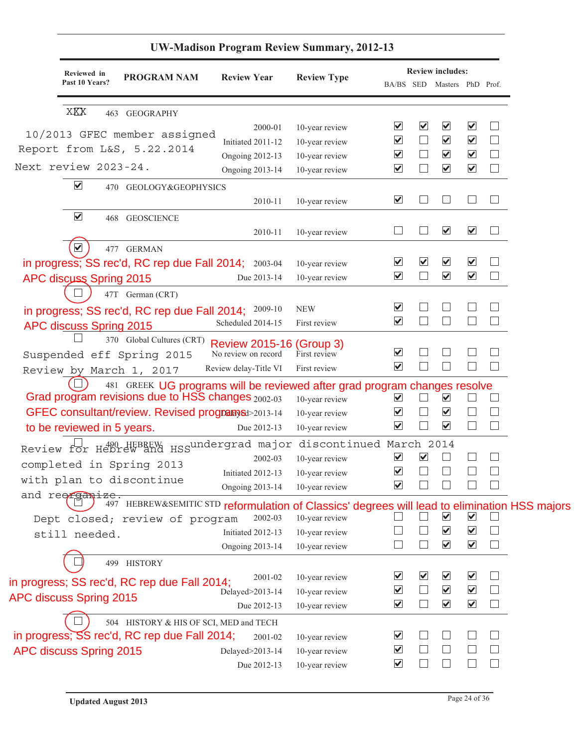# UW-Madison Program Review Summary, 2012-13

| Reviewed in Past 10 Years? | PROGRAM NAM | Review Year | Review Type | BA/BS | SED | Masters | PhD | Prof. |
|---|---|---|---|---|---|---|---|---|
| | | | | **Review includes:** | | | | |
| XXX | 463 GEOGRAPHY | | | | | | | |
| 10/2013 GFEC member assigned; Report from L&S, 5.22.2014; Next review 2023-24. | | 2000-01 | 10-year review | ☑ | ☑ | ☑ | ☑ | ☐ |
| | | Initiated 2011-12 | 10-year review | ☑ | ☐ | ☑ | ☑ | ☐ |
| | | Ongoing 2012-13 | 10-year review | ☑ | ☐ | ☑ | ☑ | ☐ |
| | | Ongoing 2013-14 | 10-year review | ☑ | ☐ | ☑ | ☑ | ☐ |
| ☑ | 470 GEOLOGY&GEOPHYSICS | | | | | | | |
| | | 2010-11 | 10-year review | ☑ | ☐ | ☐ | ☐ | ☐ |
| ☑ | 468 GEOSCIENCE | | | | | | | |
| | | 2010-11 | 10-year review | ☐ | ☐ | ☑ | ☑ | ☐ |
| ☑ | 477 GERMAN | | | | | | | |
| in progress; SS rec'd, RC rep due Fall 2014; APC discuss Spring 2015 | | 2003-04 | 10-year review | ☑ | ☑ | ☑ | ☑ | ☐ |
| | | Due 2013-14 | 10-year review | ☑ | ☐ | ☑ | ☑ | ☐ |
| ☐ | 47T German (CRT) | | | | | | | |
| in progress; SS rec'd, RC rep due Fall 2014; APC discuss Spring 2015 | | 2009-10 | NEW | ☑ | ☐ | ☐ | ☐ | ☐ |
| | | Scheduled 2014-15 | First review | ☑ | ☐ | ☐ | ☐ | ☐ |
| ☐ | 370 Global Cultures (CRT) | Review 2015-16 (Group 3) | | | | | | |
| Suspended eff Spring 2015; Review by March 1, 2017 | | No review on record | First review | ☑ | ☐ | ☐ | ☐ | ☐ |
| | | Review delay-Title VI | First review | ☑ | ☐ | ☐ | ☐ | ☐ |
| ☐ | 481 GREEK | UG programs will be reviewed after grad program changes resolve | | | | | | |
| Grad program revisions due to HSS changes; GFEC consultant/review. Revised programs to be reviewed in 5 years. | | 2002-03 | 10-year review | ☑ | ☐ | ☑ | ☐ | ☐ |
| | | Delayed>2013-14 | 10-year review | ☑ | ☐ | ☑ | ☐ | ☐ |
| | | Due 2012-13 | 10-year review | ☑ | ☐ | ☑ | ☐ | ☐ |
| ☐ | 490 HEBREW | HSS undergrad major discontinued March 2014 | | | | | | |
| Review for Hebrew and HSS completed in Spring 2013 with plan to discontinue and reorganize. | | 2002-03 | 10-year review | ☑ | ☑ | ☐ | ☐ | ☐ |
| | | Initiated 2012-13 | 10-year review | ☑ | ☐ | ☐ | ☐ | ☐ |
| | | Ongoing 2013-14 | 10-year review | ☑ | ☐ | ☐ | ☐ | ☐ |
| ☐ | 497 HEBREW&SEMITIC STD | reformulation of Classics' degrees will lead to elimination HSS majors | | | | | | |
| Dept closed; review of program still needed. | | 2002-03 | 10-year review | ☐ | ☐ | ☑ | ☑ | ☐ |
| | | Initiated 2012-13 | 10-year review | ☐ | ☐ | ☑ | ☑ | ☐ |
| | | Ongoing 2013-14 | 10-year review | ☐ | ☐ | ☑ | ☑ | ☐ |
| ☐ | 499 HISTORY | | | | | | | |
| in progress; SS rec'd, RC rep due Fall 2014; APC discuss Spring 2015 | | 2001-02 | 10-year review | ☑ | ☑ | ☑ | ☑ | ☐ |
| | | Delayed>2013-14 | 10-year review | ☑ | ☐ | ☑ | ☑ | ☐ |
| | | Due 2012-13 | 10-year review | ☑ | ☐ | ☑ | ☑ | ☐ |
| ☐ | 504 HISTORY & HIS OF SCI, MED and TECH | | | | | | | |
| in progress; SS rec'd, RC rep due Fall 2014; APC discuss Spring 2015 | | 2001-02 | 10-year review | ☑ | ☐ | ☐ | ☐ | ☐ |
| | | Delayed>2013-14 | 10-year review | ☑ | ☐ | ☐ | ☐ | ☐ |
| | | Due 2012-13 | 10-year review | ☑ | ☐ | ☐ | ☐ | ☐ |

Updated August 2013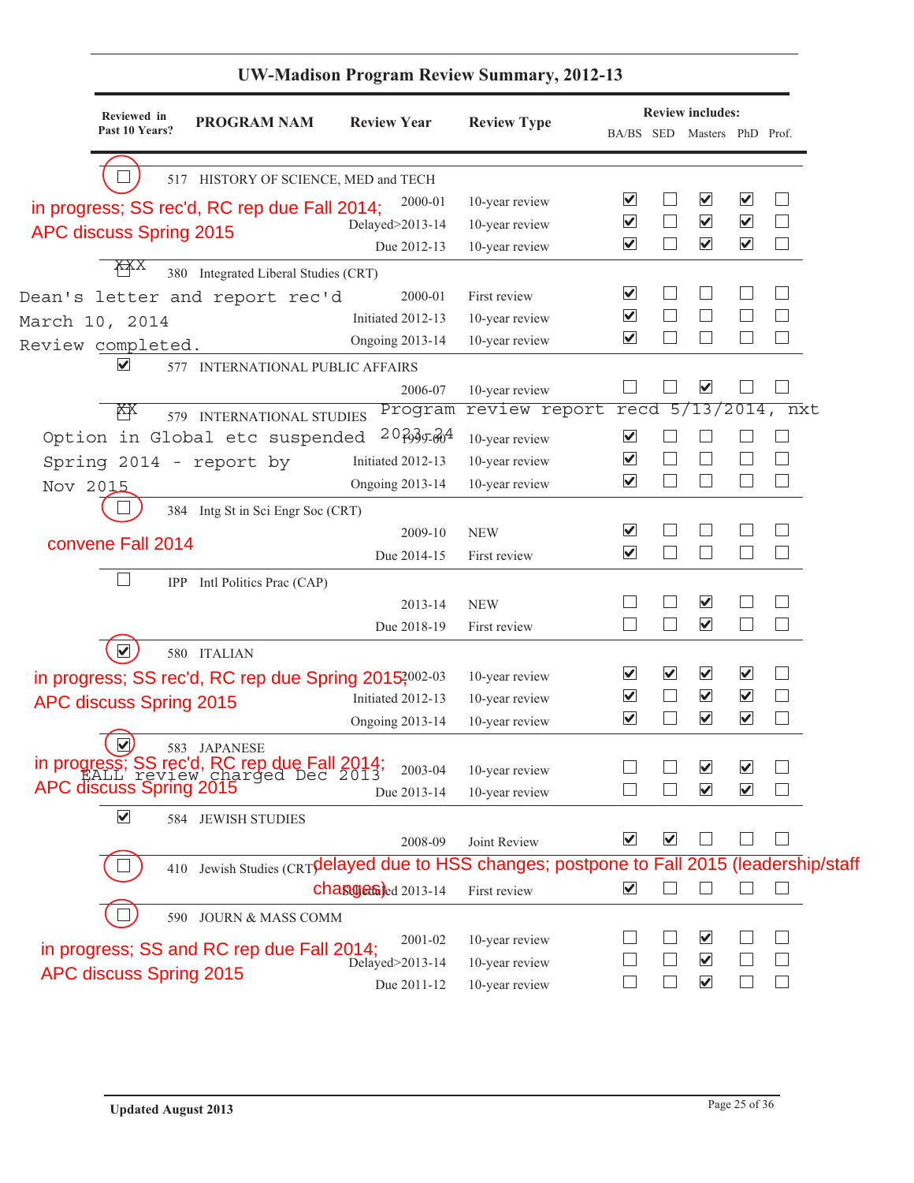## UW-Madison Program Review Summary, 2012-13

| Reviewed in Past 10 Years? | PROGRAM NAM | Review Year | Review Type | BA/BS | SED | Masters | PhD | Prof. |
|---|---|---|---|---|---|---|---|---|
| ☐ | 517 HISTORY OF SCIENCE, MED and TECH | | | | | | | |
| | in progress; SS rec'd, RC rep due Fall 2014; APC discuss Spring 2015 | 2000-01 | 10-year review | ☑ | ☐ | ☑ | ☑ | ☐ |
| | | Delayed>2013-14 | 10-year review | ☑ | ☐ | ☑ | ☑ | ☐ |
| | | Due 2012-13 | 10-year review | ☑ | ☐ | ☑ | ☑ | ☐ |
| XXX | 380 Integrated Liberal Studies (CRT) | | | | | | | |
| | Dean's letter and report rec'd March 10, 2014 Review completed. | 2000-01 | First review | ☑ | ☐ | ☐ | ☐ | ☐ |
| | | Initiated 2012-13 | 10-year review | ☑ | ☐ | ☐ | ☐ | ☐ |
| | | Ongoing 2013-14 | 10-year review | ☑ | ☐ | ☐ | ☐ | ☐ |
| ☑ | 577 INTERNATIONAL PUBLIC AFFAIRS | | | | | | | |
| | | 2006-07 | 10-year review | ☐ | ☐ | ☑ | ☐ | ☐ |
| XX | 579 INTERNATIONAL STUDIES | Program review report recd 5/13/2014, nxt | | | | | | |
| | Option in Global etc suspended Spring 2014 - report by Nov 2015 | 2023-24 / 1999-00 | 10-year review | ☑ | ☐ | ☐ | ☐ | ☐ |
| | | Initiated 2012-13 | 10-year review | ☑ | ☐ | ☐ | ☐ | ☐ |
| | | Ongoing 2013-14 | 10-year review | ☑ | ☐ | ☐ | ☐ | ☐ |
| ☐ | 384 Intg St in Sci Engr Soc (CRT) | | | | | | | |
| | convene Fall 2014 | 2009-10 | NEW | ☑ | ☐ | ☐ | ☐ | ☐ |
| | | Due 2014-15 | First review | ☑ | ☐ | ☐ | ☐ | ☐ |
| ☐ | IPP Intl Politics Prac (CAP) | | | | | | | |
| | | 2013-14 | NEW | ☐ | ☐ | ☑ | ☐ | ☐ |
| | | Due 2018-19 | First review | ☐ | ☐ | ☑ | ☐ | ☐ |
| ☑ | 580 ITALIAN | | | | | | | |
| | in progress; SS rec'd, RC rep due Spring 2015; APC discuss Spring 2015 | 2002-03 | 10-year review | ☑ | ☑ | ☑ | ☑ | ☐ |
| | | Initiated 2012-13 | 10-year review | ☑ | ☐ | ☑ | ☑ | ☐ |
| | | Ongoing 2013-14 | 10-year review | ☑ | ☐ | ☑ | ☑ | ☐ |
| ☑ | 583 JAPANESE | | | | | | | |
| | in progress; SS rec'd, RC rep due Fall 2014; APC discuss Spring 2015; EALL review charged Dec 2013 | 2003-04 | 10-year review | ☐ | ☐ | ☑ | ☑ | ☐ |
| | | Due 2013-14 | 10-year review | ☐ | ☐ | ☑ | ☑ | ☐ |
| ☑ | 584 JEWISH STUDIES | | | | | | | |
| | | 2008-09 | Joint Review | ☑ | ☑ | ☐ | ☐ | ☐ |
| ☐ | 410 Jewish Studies (CRT) | | | | | | | |
| | delayed due to HSS changes; postpone to Fall 2015 (leadership/staff changes) | Scheduled 2013-14 | First review | ☑ | ☐ | ☐ | ☐ | ☐ |
| ☐ | 590 JOURN & MASS COMM | | | | | | | |
| | in progress; SS and RC rep due Fall 2014; APC discuss Spring 2015 | 2001-02 | 10-year review | ☐ | ☐ | ☑ | ☐ | ☐ |
| | | Delayed>2013-14 | 10-year review | ☐ | ☐ | ☑ | ☐ | ☐ |
| | | Due 2011-12 | 10-year review | ☐ | ☐ | ☑ | ☐ | ☐ |

Updated August 2013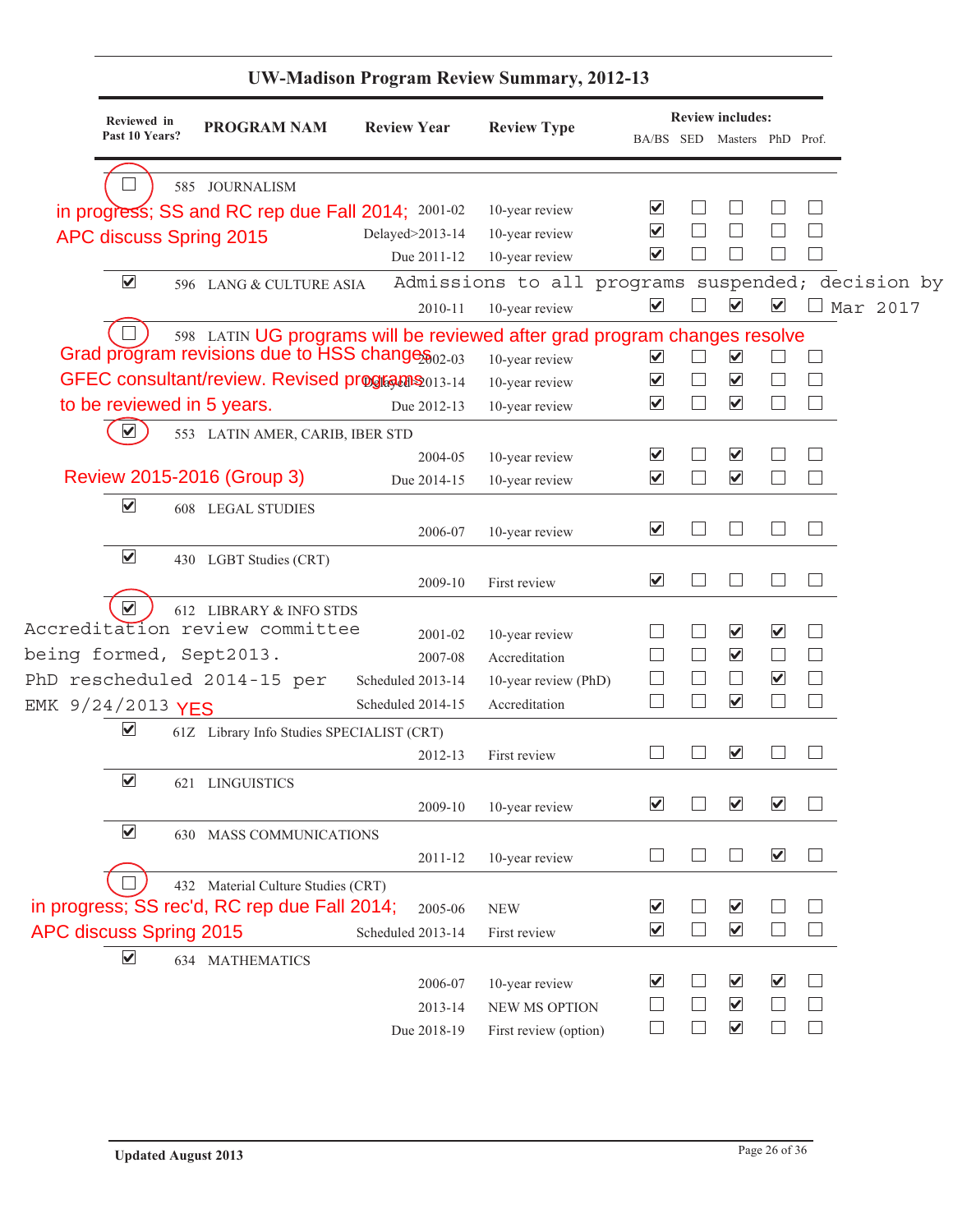## UW-Madison Program Review Summary, 2012-13

| Reviewed in Past 10 Years? | PROGRAM NAM | Review Year | Review Type | BA/BS | SED | Masters | PhD | Prof. |
|---|---|---|---|---|---|---|---|---|
| ☐ | 585 JOURNALISM | | | | | | | |
| | | 2001-02 | 10-year review | ☑ | ☐ | ☐ | ☐ | ☐ |
| | | Delayed>2013-14 | 10-year review | ☑ | ☐ | ☐ | ☐ | ☐ |
| | | Due 2011-12 | 10-year review | ☑ | ☐ | ☐ | ☐ | ☐ |
| ☑ | 596 LANG & CULTURE ASIA | | | | | | | |
| | | 2010-11 | 10-year review | ☑ | ☐ | ☑ | ☑ | ☐ |
| ☐ | 598 LATIN | | | | | | | |
| | | 2002-03 | 10-year review | ☑ | ☐ | ☑ | ☐ | ☐ |
| | | Delayed>2013-14 | 10-year review | ☑ | ☐ | ☑ | ☐ | ☐ |
| | | Due 2012-13 | 10-year review | ☑ | ☐ | ☑ | ☐ | ☐ |
| ☑ | 553 LATIN AMER, CARIB, IBER STD | | | | | | | |
| | | 2004-05 | 10-year review | ☑ | ☐ | ☑ | ☐ | ☐ |
| | | Due 2014-15 | 10-year review | ☑ | ☐ | ☑ | ☐ | ☐ |
| ☑ | 608 LEGAL STUDIES | | | | | | | |
| | | 2006-07 | 10-year review | ☑ | ☐ | ☐ | ☐ | ☐ |
| ☑ | 430 LGBT Studies (CRT) | | | | | | | |
| | | 2009-10 | First review | ☑ | ☐ | ☐ | ☐ | ☐ |
| ☑ | 612 LIBRARY & INFO STDS | | | | | | | |
| | | 2001-02 | 10-year review | ☐ | ☐ | ☑ | ☑ | ☐ |
| | | 2007-08 | Accreditation | ☐ | ☐ | ☑ | ☐ | ☐ |
| | | Scheduled 2013-14 | 10-year review (PhD) | ☐ | ☐ | ☐ | ☑ | ☐ |
| | | Scheduled 2014-15 | Accreditation | ☐ | ☐ | ☑ | ☐ | ☐ |
| ☑ | 61Z Library Info Studies SPECIALIST (CRT) | | | | | | | |
| | | 2012-13 | First review | ☐ | ☐ | ☑ | ☐ | ☐ |
| ☑ | 621 LINGUISTICS | | | | | | | |
| | | 2009-10 | 10-year review | ☑ | ☐ | ☑ | ☑ | ☐ |
| ☑ | 630 MASS COMMUNICATIONS | | | | | | | |
| | | 2011-12 | 10-year review | ☐ | ☐ | ☐ | ☑ | ☐ |
| ☐ | 432 Material Culture Studies (CRT) | | | | | | | |
| | | 2005-06 | NEW | ☑ | ☐ | ☑ | ☐ | ☐ |
| | | Scheduled 2013-14 | First review | ☑ | ☐ | ☑ | ☐ | ☐ |
| ☑ | 634 MATHEMATICS | | | | | | | |
| | | 2006-07 | 10-year review | ☑ | ☐ | ☑ | ☑ | ☐ |
| | | 2013-14 | NEW MS OPTION | ☐ | ☐ | ☑ | ☐ | ☐ |
| | | Due 2018-19 | First review (option) | ☐ | ☐ | ☑ | ☐ | ☐ |

Annotations:

- 585 JOURNALISM: in progress; SS and RC rep due Fall 2014; APC discuss Spring 2015
- 596 LANG & CULTURE ASIA: Admissions to all programs suspended; decision by Mar 2017
- 598 LATIN: UG programs will be reviewed after grad program changes resolve. Grad program revisions due to HSS changes GFEC consultant/review. Revised programs to be reviewed in 5 years.
- 553 LATIN AMER, CARIB, IBER STD: Review 2015-2016 (Group 3)
- 612 LIBRARY & INFO STDS: Accreditation review committee being formed, Sept2013. PhD rescheduled 2014-15 per EMK 9/24/2013 YES
- 432 Material Culture Studies (CRT): in progress; SS rec'd, RC rep due Fall 2014; APC discuss Spring 2015

Updated August 2013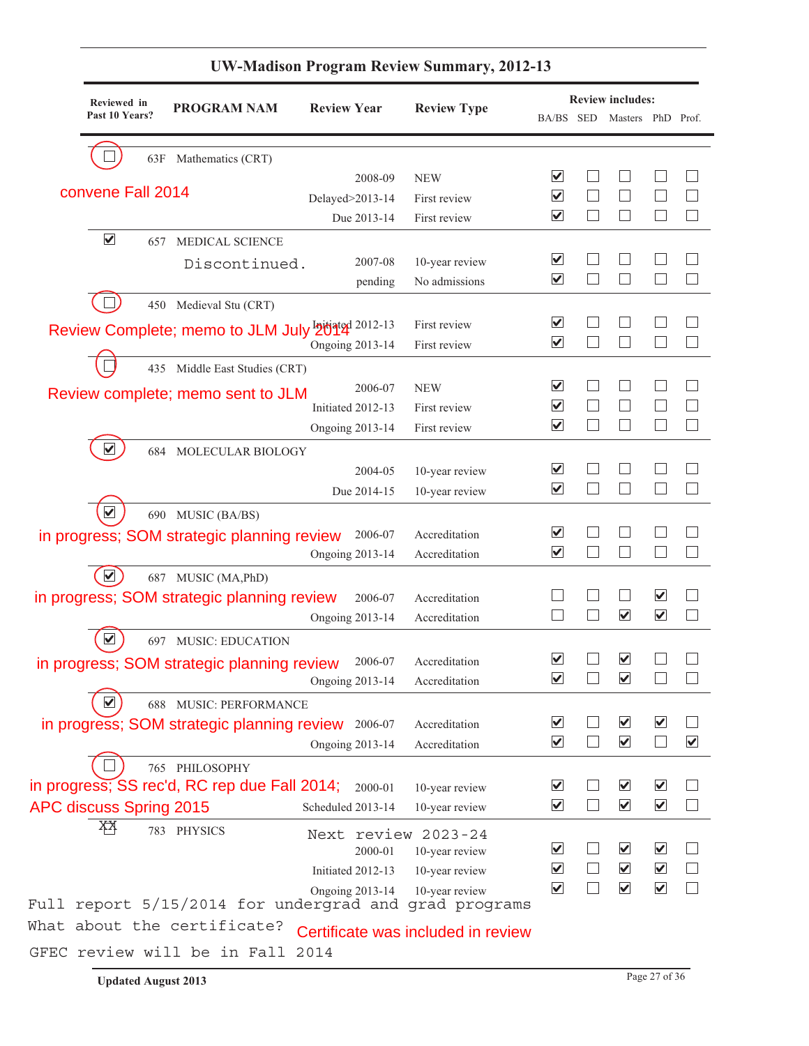# UW-Madison Program Review Summary, 2012-13

| Reviewed in Past 10 Years? | PROGRAM NAM | Review Year | Review Type | BA/BS | SED | Masters | PhD | Prof. |
|---|---|---|---|---|---|---|---|---|
| ☐ | 63F Mathematics (CRT) | | | | | | | |
| convene Fall 2014 | | 2008-09 | NEW | ☑ | ☐ | ☐ | ☐ | ☐ |
| | | Delayed>2013-14 | First review | ☑ | ☐ | ☐ | ☐ | ☐ |
| | | Due 2013-14 | First review | ☑ | ☐ | ☐ | ☐ | ☐ |
| ☑ | 657 MEDICAL SCIENCE | | | | | | | |
| | Discontinued. | 2007-08 | 10-year review | ☑ | ☐ | ☐ | ☐ | ☐ |
| | | pending | No admissions | ☑ | ☐ | ☐ | ☐ | ☐ |
| ☐ | 450 Medieval Stu (CRT) | | | | | | | |
| Review Complete; memo to JLM July 2014 | | Initiated 2012-13 | First review | ☑ | ☐ | ☐ | ☐ | ☐ |
| | | Ongoing 2013-14 | First review | ☑ | ☐ | ☐ | ☐ | ☐ |
| ☐ | 435 Middle East Studies (CRT) | | | | | | | |
| Review complete; memo sent to JLM | | 2006-07 | NEW | ☑ | ☐ | ☐ | ☐ | ☐ |
| | | Initiated 2012-13 | First review | ☑ | ☐ | ☐ | ☐ | ☐ |
| | | Ongoing 2013-14 | First review | ☑ | ☐ | ☐ | ☐ | ☐ |
| ☑ | 684 MOLECULAR BIOLOGY | | | | | | | |
| | | 2004-05 | 10-year review | ☑ | ☐ | ☐ | ☐ | ☐ |
| | | Due 2014-15 | 10-year review | ☑ | ☐ | ☐ | ☐ | ☐ |
| ☑ | 690 MUSIC (BA/BS) | | | | | | | |
| in progress; SOM strategic planning review | | 2006-07 | Accreditation | ☑ | ☐ | ☐ | ☐ | ☐ |
| | | Ongoing 2013-14 | Accreditation | ☑ | ☐ | ☐ | ☐ | ☐ |
| ☑ | 687 MUSIC (MA,PhD) | | | | | | | |
| in progress; SOM strategic planning review | | 2006-07 | Accreditation | ☐ | ☐ | ☐ | ☑ | ☐ |
| | | Ongoing 2013-14 | Accreditation | ☐ | ☐ | ☑ | ☑ | ☐ |
| ☑ | 697 MUSIC: EDUCATION | | | | | | | |
| in progress; SOM strategic planning review | | 2006-07 | Accreditation | ☑ | ☐ | ☑ | ☐ | ☐ |
| | | Ongoing 2013-14 | Accreditation | ☑ | ☐ | ☑ | ☐ | ☐ |
| ☑ | 688 MUSIC: PERFORMANCE | | | | | | | |
| in progress; SOM strategic planning review | | 2006-07 | Accreditation | ☑ | ☐ | ☑ | ☑ | ☐ |
| | | Ongoing 2013-14 | Accreditation | ☑ | ☐ | ☑ | ☐ | ☑ |
| ☐ | 765 PHILOSOPHY | | | | | | | |
| in progress; SS rec'd, RC rep due Fall 2014; APC discuss Spring 2015 | | 2000-01 | 10-year review | ☑ | ☐ | ☑ | ☑ | ☐ |
| | | Scheduled 2013-14 | 10-year review | ☑ | ☐ | ☑ | ☑ | ☐ |
| XX ☐ | 783 PHYSICS | Next review 2023-24 | | | | | | |
| | | 2000-01 | 10-year review | ☑ | ☐ | ☑ | ☑ | ☐ |
| | | Initiated 2012-13 | 10-year review | ☑ | ☐ | ☑ | ☑ | ☐ |
| | | Ongoing 2013-14 | 10-year review | ☑ | ☐ | ☑ | ☑ | ☐ |

Full report 5/15/2014 for undergrad and grad programs

What about the certificate? Certificate was included in review

GFEC review will be in Fall 2014

Updated August 2013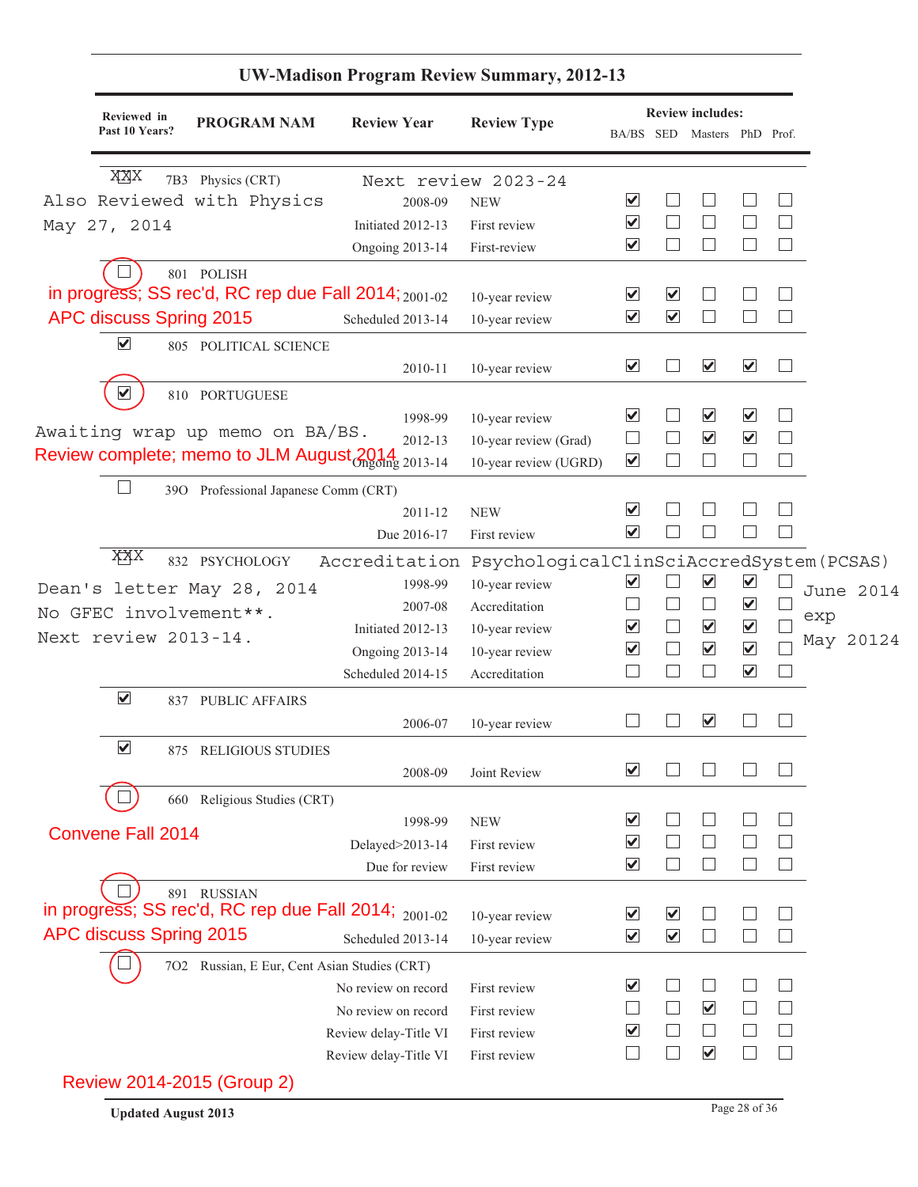# UW-Madison Program Review Summary, 2012-13

| Reviewed in Past 10 Years? | PROGRAM NAM | Review Year | Review Type | BA/BS | SED | Masters | PhD | Prof. |
|---|---|---|---|---|---|---|---|---|
| | | | | **Review includes:** | | | | |
| XX | 7B3 Physics (CRT) | Next review 2023-24 | | | | | | |
| Also Reviewed with Physics May 27, 2014 | | 2008-09 | NEW | ☑ | ☐ | ☐ | ☐ | ☐ |
| | | Initiated 2012-13 | First review | ☑ | ☐ | ☐ | ☐ | ☐ |
| | | Ongoing 2013-14 | First-review | ☑ | ☐ | ☐ | ☐ | ☐ |
| ☐ | 801 POLISH | | | | | | | |
| in progress; SS rec'd, RC rep due Fall 2014; APC discuss Spring 2015 | | 2001-02 | 10-year review | ☑ | ☑ | ☐ | ☐ | ☐ |
| | | Scheduled 2013-14 | 10-year review | ☑ | ☑ | ☐ | ☐ | ☐ |
| ☑ | 805 POLITICAL SCIENCE | | | | | | | |
| | | 2010-11 | 10-year review | ☑ | ☐ | ☑ | ☑ | ☐ |
| ☑ | 810 PORTUGUESE | | | | | | | |
| Awaiting wrap up memo on BA/BS. Review complete; memo to JLM August 2014 | | 1998-99 | 10-year review | ☑ | ☐ | ☑ | ☑ | ☐ |
| | | 2012-13 | 10-year review (Grad) | ☐ | ☐ | ☑ | ☑ | ☐ |
| | | Ongoing 2013-14 | 10-year review (UGRD) | ☑ | ☐ | ☐ | ☐ | ☐ |
| ☐ | 39O Professional Japanese Comm (CRT) | | | | | | | |
| | | 2011-12 | NEW | ☑ | ☐ | ☐ | ☐ | ☐ |
| | | Due 2016-17 | First review | ☑ | ☐ | ☐ | ☐ | ☐ |
| XX | 832 PSYCHOLOGY | Accreditation | PsychologicalClinSciAccredSystem(PCSAS) | | | | | |
| Dean's letter May 28, 2014. No GFEC involvement**. Next review 2013-14. | | 1998-99 | 10-year review | ☑ | ☐ | ☑ | ☑ | ☐ |
| | | 2007-08 | Accreditation | ☐ | ☐ | ☐ | ☑ | ☐ |
| | | Initiated 2012-13 | 10-year review | ☑ | ☐ | ☑ | ☑ | ☐ |
| | | Ongoing 2013-14 | 10-year review | ☑ | ☐ | ☑ | ☑ | ☐ |
| | | Scheduled 2014-15 | Accreditation | ☐ | ☐ | ☐ | ☑ | ☐ |
| ☑ | 837 PUBLIC AFFAIRS | | | | | | | |
| | | 2006-07 | 10-year review | ☐ | ☐ | ☑ | ☐ | ☐ |
| ☑ | 875 RELIGIOUS STUDIES | | | | | | | |
| | | 2008-09 | Joint Review | ☑ | ☐ | ☐ | ☐ | ☐ |
| ☐ | 660 Religious Studies (CRT) | | | | | | | |
| Convene Fall 2014 | | 1998-99 | NEW | ☑ | ☐ | ☐ | ☐ | ☐ |
| | | Delayed>2013-14 | First review | ☑ | ☐ | ☐ | ☐ | ☐ |
| | | Due for review | First review | ☑ | ☐ | ☐ | ☐ | ☐ |
| ☐ | 891 RUSSIAN | | | | | | | |
| in progress; SS rec'd, RC rep due Fall 2014; APC discuss Spring 2015 | | 2001-02 | 10-year review | ☑ | ☑ | ☐ | ☐ | ☐ |
| | | Scheduled 2013-14 | 10-year review | ☑ | ☑ | ☐ | ☐ | ☐ |
| ☐ | 7O2 Russian, E Eur, Cent Asian Studies (CRT) | | | | | | | |
| | | No review on record | First review | ☑ | ☐ | ☐ | ☐ | ☐ |
| | | No review on record | First review | ☐ | ☐ | ☑ | ☐ | ☐ |
| | | Review delay-Title VI | First review | ☑ | ☐ | ☐ | ☐ | ☐ |
| | | Review delay-Title VI | First review | ☐ | ☐ | ☑ | ☐ | ☐ |

Psychology (PCSAS accreditation): June 2014 exp May 20124

Review 2014-2015 (Group 2)

Updated August 2013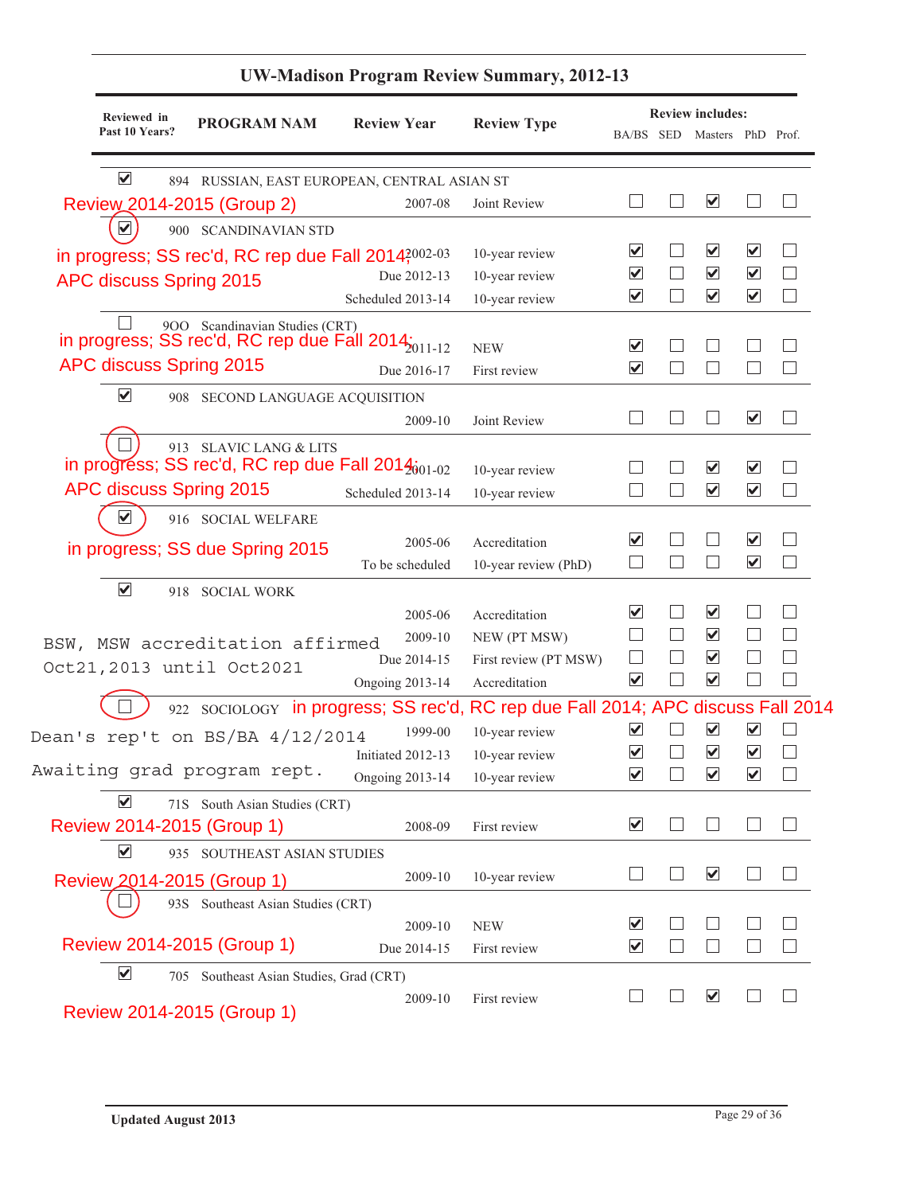## UW-Madison Program Review Summary, 2012-13

| Reviewed in Past 10 Years? | PROGRAM NAM | Review Year | Review Type | BA/BS | SED | Masters | PhD | Prof. |
|---|---|---|---|---|---|---|---|---|
| ☑ | 894 RUSSIAN, EAST EUROPEAN, CENTRAL ASIAN ST | | | | | | | |
| Review 2014-2015 (Group 2) | | 2007-08 | Joint Review | ☐ | ☐ | ☑ | ☐ | ☐ |
| ☑ | 900 SCANDINAVIAN STD | | | | | | | |
| in progress; SS rec'd, RC rep due Fall 2014; APC discuss Spring 2015 | | 2002-03 | 10-year review | ☑ | ☐ | ☑ | ☑ | ☐ |
| | | Due 2012-13 | 10-year review | ☑ | ☐ | ☑ | ☑ | ☐ |
| | | Scheduled 2013-14 | 10-year review | ☑ | ☐ | ☑ | ☑ | ☐ |
| ☐ | 90O Scandinavian Studies (CRT) | | | | | | | |
| in progress; SS rec'd, RC rep due Fall 2014; APC discuss Spring 2015 | | 2011-12 | NEW | ☑ | ☐ | ☐ | ☐ | ☐ |
| | | Due 2016-17 | First review | ☑ | ☐ | ☐ | ☐ | ☐ |
| ☑ | 908 SECOND LANGUAGE ACQUISITION | | | | | | | |
| | | 2009-10 | Joint Review | ☐ | ☐ | ☐ | ☑ | ☐ |
| ☐ | 913 SLAVIC LANG & LITS | | | | | | | |
| in progress; SS rec'd, RC rep due Fall 2014; APC discuss Spring 2015 | | 2001-02 | 10-year review | ☐ | ☐ | ☑ | ☑ | ☐ |
| | | Scheduled 2013-14 | 10-year review | ☐ | ☐ | ☑ | ☑ | ☐ |
| ☑ | 916 SOCIAL WELFARE | | | | | | | |
| in progress; SS due Spring 2015 | | 2005-06 | Accreditation | ☑ | ☐ | ☐ | ☑ | ☐ |
| | | To be scheduled | 10-year review (PhD) | ☐ | ☐ | ☐ | ☑ | ☐ |
| ☑ | 918 SOCIAL WORK | | | | | | | |
| | | 2005-06 | Accreditation | ☑ | ☐ | ☑ | ☐ | ☐ |
| BSW, MSW accreditation affirmed Oct21,2013 until Oct2021 | | 2009-10 | NEW (PT MSW) | ☐ | ☐ | ☑ | ☐ | ☐ |
| | | Due 2014-15 | First review (PT MSW) | ☐ | ☐ | ☑ | ☐ | ☐ |
| | | Ongoing 2013-14 | Accreditation | ☑ | ☐ | ☑ | ☐ | ☐ |
| ☐ | 922 SOCIOLOGY in progress; SS rec'd, RC rep due Fall 2014; APC discuss Fall 2014 | | | | | | | |
| Dean's rep't on BS/BA 4/12/2014 | | 1999-00 | 10-year review | ☑ | ☐ | ☑ | ☑ | ☐ |
| Awaiting grad program rept. | | Initiated 2012-13 | 10-year review | ☑ | ☐ | ☑ | ☑ | ☐ |
| | | Ongoing 2013-14 | 10-year review | ☑ | ☐ | ☑ | ☑ | ☐ |
| ☑ | 71S South Asian Studies (CRT) | | | | | | | |
| Review 2014-2015 (Group 1) | | 2008-09 | First review | ☑ | ☐ | ☐ | ☐ | ☐ |
| ☑ | 935 SOUTHEAST ASIAN STUDIES | | | | | | | |
| Review 2014-2015 (Group 1) | | 2009-10 | 10-year review | ☐ | ☐ | ☑ | ☐ | ☐ |
| ☐ | 93S Southeast Asian Studies (CRT) | | | | | | | |
| | | 2009-10 | NEW | ☑ | ☐ | ☐ | ☐ | ☐ |
| Review 2014-2015 (Group 1) | | Due 2014-15 | First review | ☑ | ☐ | ☐ | ☐ | ☐ |
| ☑ | 705 Southeast Asian Studies, Grad (CRT) | | | | | | | |
| Review 2014-2015 (Group 1) | | 2009-10 | First review | ☐ | ☐ | ☑ | ☐ | ☐ |

Updated August 2013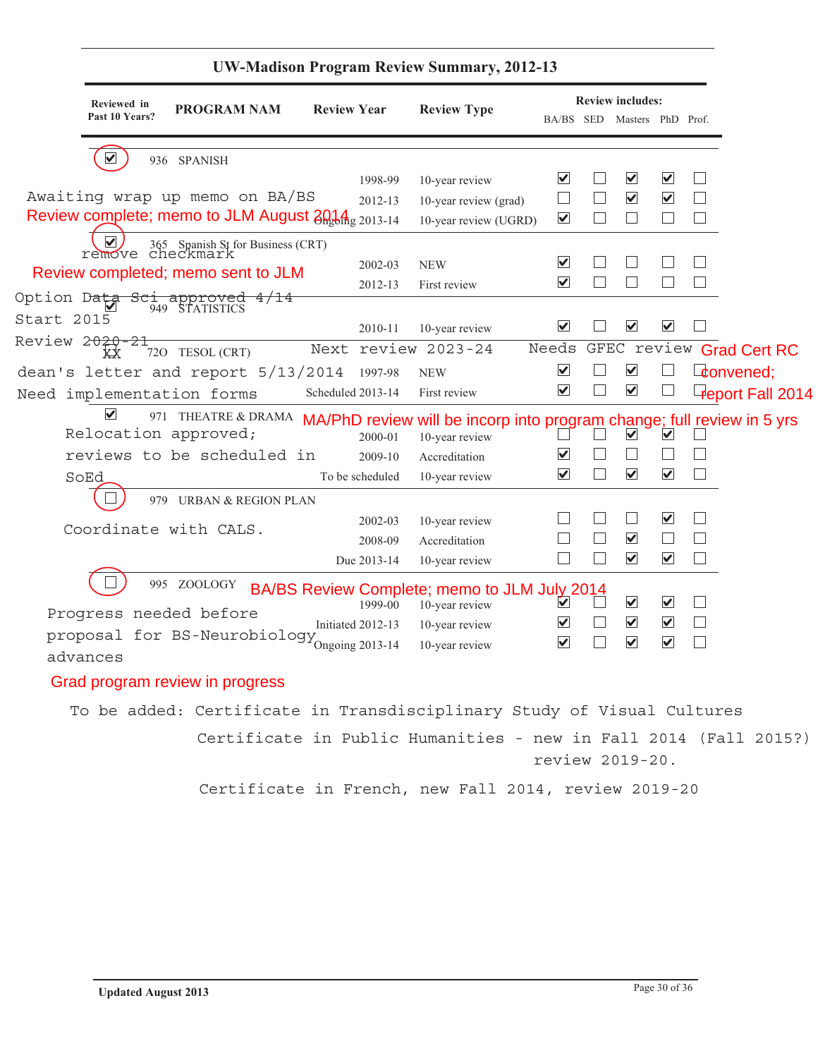## UW-Madison Program Review Summary, 2012-13

| Reviewed in Past 10 Years? | PROGRAM NAM | Review Year | Review Type | BA/BS | SED | Masters | PhD | Prof. |
|---|---|---|---|---|---|---|---|---|
| ☑ | 936 SPANISH | | | | | | | |
| | | 1998-99 | 10-year review | ☑ | ☐ | ☑ | ☑ | ☐ |
| | | 2012-13 | 10-year review (grad) | ☐ | ☐ | ☑ | ☑ | ☐ |
| | | Ongoing 2013-14 | 10-year review (UGRD) | ☑ | ☐ | ☐ | ☐ | ☐ |
| ☑ | 365 Spanish St for Business (CRT) | | | | | | | |
| | | 2002-03 | NEW | ☑ | ☐ | ☐ | ☐ | ☐ |
| | | 2012-13 | First review | ☑ | ☐ | ☐ | ☐ | ☐ |
| ☑ | 949 STATISTICS | | | | | | | |
| | | 2010-11 | 10-year review | ☑ | ☐ | ☑ | ☑ | ☐ |
| XX | 720 TESOL (CRT) | | | | | | | |
| | | 1997-98 | NEW | ☑ | ☐ | ☑ | ☐ | ☐ |
| | | Scheduled 2013-14 | First review | ☑ | ☐ | ☑ | ☐ | ☐ |
| ☑ | 971 THEATRE & DRAMA | | | | | | | |
| | | 2000-01 | 10-year review | ☐ | ☐ | ☑ | ☑ | ☐ |
| | | 2009-10 | Accreditation | ☑ | ☐ | ☐ | ☐ | ☐ |
| | | To be scheduled | 10-year review | ☑ | ☐ | ☑ | ☑ | ☐ |
| ☐ | 979 URBAN & REGION PLAN | | | | | | | |
| | | 2002-03 | 10-year review | ☐ | ☐ | ☐ | ☑ | ☐ |
| | | 2008-09 | Accreditation | ☐ | ☐ | ☑ | ☐ | ☐ |
| | | Due 2013-14 | 10-year review | ☐ | ☐ | ☑ | ☑ | ☐ |
| ☐ | 995 ZOOLOGY | | | | | | | |
| | | 1999-00 | 10-year review | ☑ | ☐ | ☑ | ☑ | ☐ |
| | | Initiated 2012-13 | 10-year review | ☑ | ☐ | ☑ | ☑ | ☐ |
| | | Ongoing 2013-14 | 10-year review | ☑ | ☐ | ☑ | ☑ | ☐ |

Annotations:

- Spanish: Awaiting wrap up memo on BA/BS. Review complete; memo to JLM August 2014
- Spanish St for Business (CRT): remove checkmark. Review completed; memo sent to JLM
- Statistics: Option Data Sci approved 4/14. Start 2015. Review 2020-21
- TESOL (CRT): Next review 2023-24. Needs GFEC review. Grad Cert RC convened; report Fall 2014. dean's letter and report 5/13/2014. Need implementation forms
- Theatre & Drama: MA/PhD review will be incorp into program change; full review in 5 yrs. Relocation approved; reviews to be scheduled in SoEd
- Urban & Region Plan: Coordinate with CALS.
- Zoology: BA/BS Review Complete; memo to JLM July 2014. Progress needed before proposal for BS-Neurobiology advances. Grad program review in progress

To be added: Certificate in Transdisciplinary Study of Visual Cultures

Certificate in Public Humanities - new in Fall 2014 (Fall 2015?) review 2019-20.

Certificate in French, new Fall 2014, review 2019-20

Updated August 2013